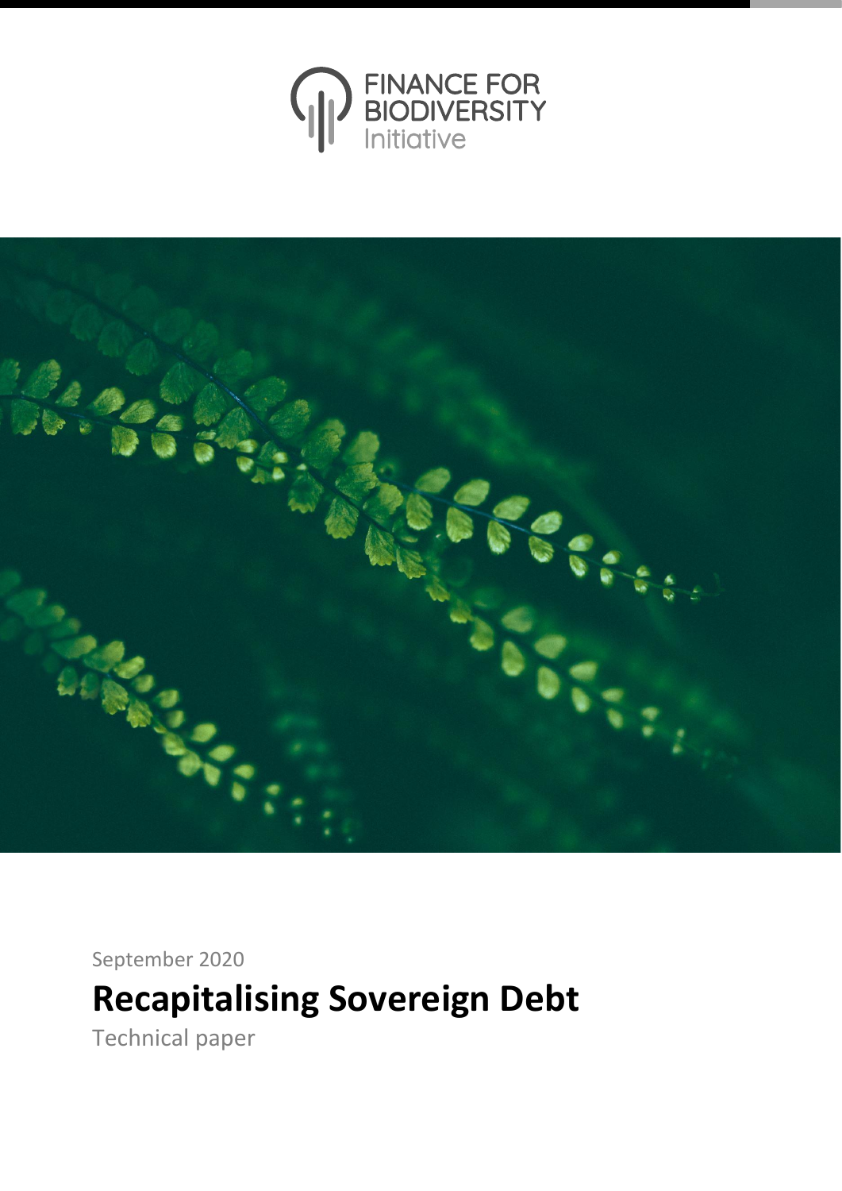FINANCE FOR BIODIVERSITY Initiative

September 2020

# Recapitalising Sovereign Debt

Technical paper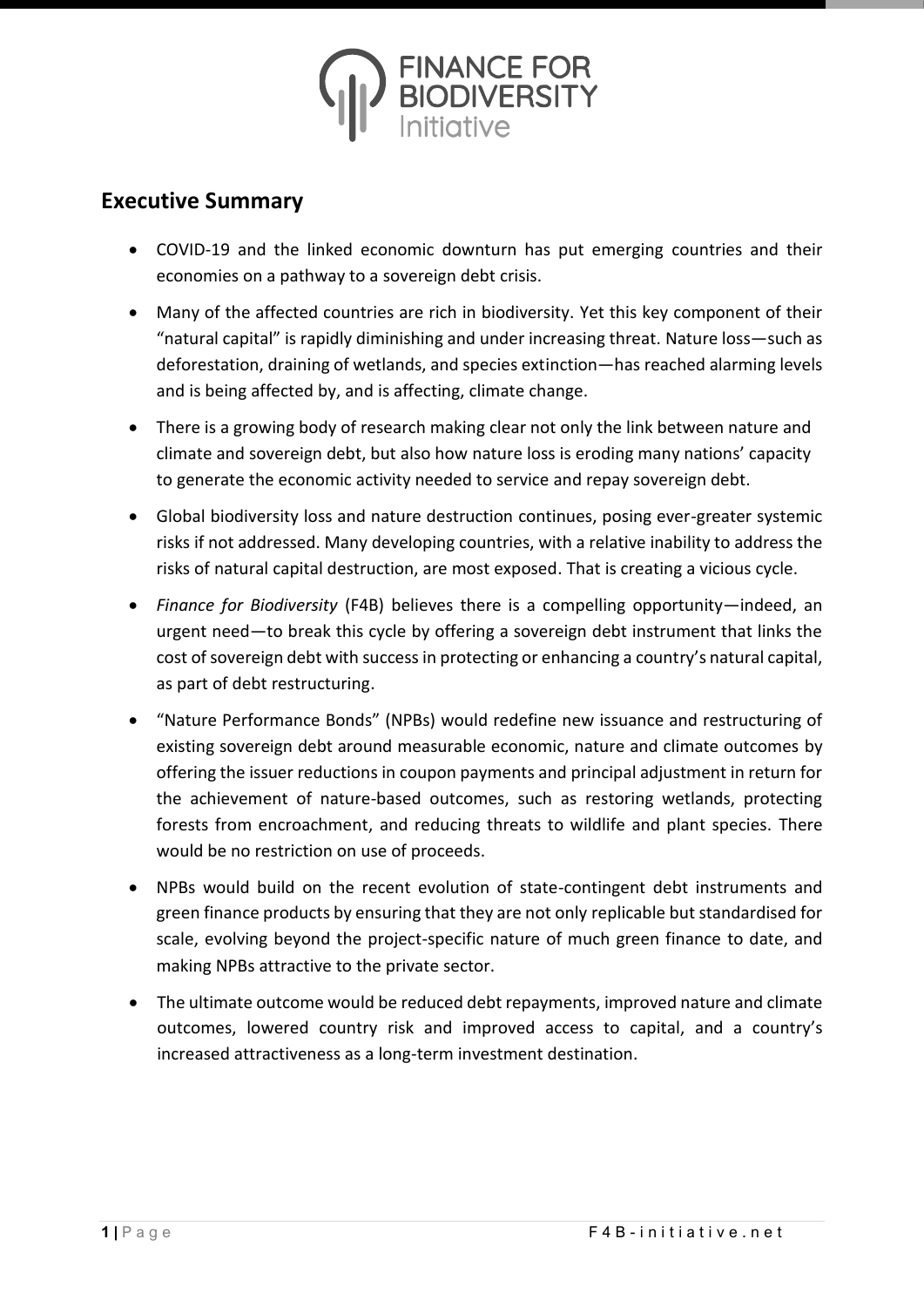## Executive Summary

- COVID-19 and the linked economic downturn has put emerging countries and their economies on a pathway to a sovereign debt crisis.
- Many of the affected countries are rich in biodiversity. Yet this key component of their "natural capital" is rapidly diminishing and under increasing threat. Nature loss—such as deforestation, draining of wetlands, and species extinction—has reached alarming levels and is being affected by, and is affecting, climate change.
- There is a growing body of research making clear not only the link between nature and climate and sovereign debt, but also how nature loss is eroding many nations' capacity to generate the economic activity needed to service and repay sovereign debt.
- Global biodiversity loss and nature destruction continues, posing ever-greater systemic risks if not addressed. Many developing countries, with a relative inability to address the risks of natural capital destruction, are most exposed. That is creating a vicious cycle.
- *Finance for Biodiversity* (F4B) believes there is a compelling opportunity—indeed, an urgent need—to break this cycle by offering a sovereign debt instrument that links the cost of sovereign debt with success in protecting or enhancing a country's natural capital, as part of debt restructuring.
- "Nature Performance Bonds" (NPBs) would redefine new issuance and restructuring of existing sovereign debt around measurable economic, nature and climate outcomes by offering the issuer reductions in coupon payments and principal adjustment in return for the achievement of nature-based outcomes, such as restoring wetlands, protecting forests from encroachment, and reducing threats to wildlife and plant species. There would be no restriction on use of proceeds.
- NPBs would build on the recent evolution of state-contingent debt instruments and green finance products by ensuring that they are not only replicable but standardised for scale, evolving beyond the project-specific nature of much green finance to date, and making NPBs attractive to the private sector.
- The ultimate outcome would be reduced debt repayments, improved nature and climate outcomes, lowered country risk and improved access to capital, and a country's increased attractiveness as a long-term investment destination.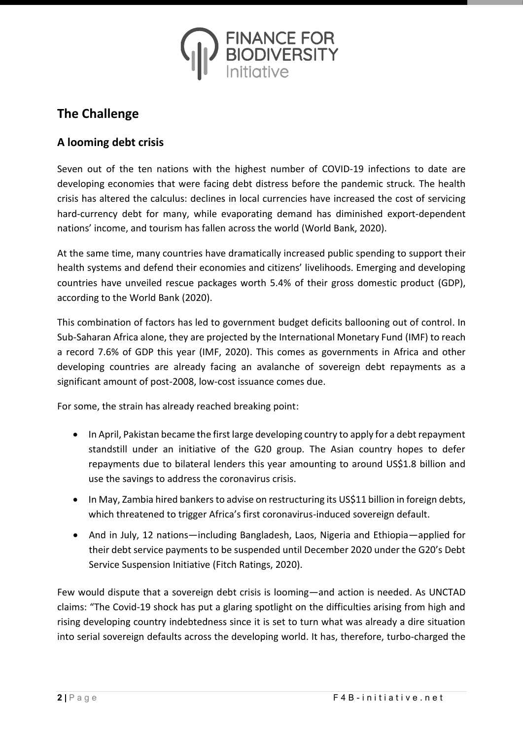## The Challenge

### A looming debt crisis

Seven out of the ten nations with the highest number of COVID-19 infections to date are developing economies that were facing debt distress before the pandemic struck. The health crisis has altered the calculus: declines in local currencies have increased the cost of servicing hard-currency debt for many, while evaporating demand has diminished export-dependent nations' income, and tourism has fallen across the world (World Bank, 2020).

At the same time, many countries have dramatically increased public spending to support their health systems and defend their economies and citizens' livelihoods. Emerging and developing countries have unveiled rescue packages worth 5.4% of their gross domestic product (GDP), according to the World Bank (2020).

This combination of factors has led to government budget deficits ballooning out of control. In Sub-Saharan Africa alone, they are projected by the International Monetary Fund (IMF) to reach a record 7.6% of GDP this year (IMF, 2020). This comes as governments in Africa and other developing countries are already facing an avalanche of sovereign debt repayments as a significant amount of post-2008, low-cost issuance comes due.

For some, the strain has already reached breaking point:

- In April, Pakistan became the first large developing country to apply for a debt repayment standstill under an initiative of the G20 group. The Asian country hopes to defer repayments due to bilateral lenders this year amounting to around US$1.8 billion and use the savings to address the coronavirus crisis.
- In May, Zambia hired bankers to advise on restructuring its US$11 billion in foreign debts, which threatened to trigger Africa's first coronavirus-induced sovereign default.
- And in July, 12 nations—including Bangladesh, Laos, Nigeria and Ethiopia—applied for their debt service payments to be suspended until December 2020 under the G20's Debt Service Suspension Initiative (Fitch Ratings, 2020).

Few would dispute that a sovereign debt crisis is looming—and action is needed. As UNCTAD claims: "The Covid-19 shock has put a glaring spotlight on the difficulties arising from high and rising developing country indebtedness since it is set to turn what was already a dire situation into serial sovereign defaults across the developing world. It has, therefore, turbo-charged the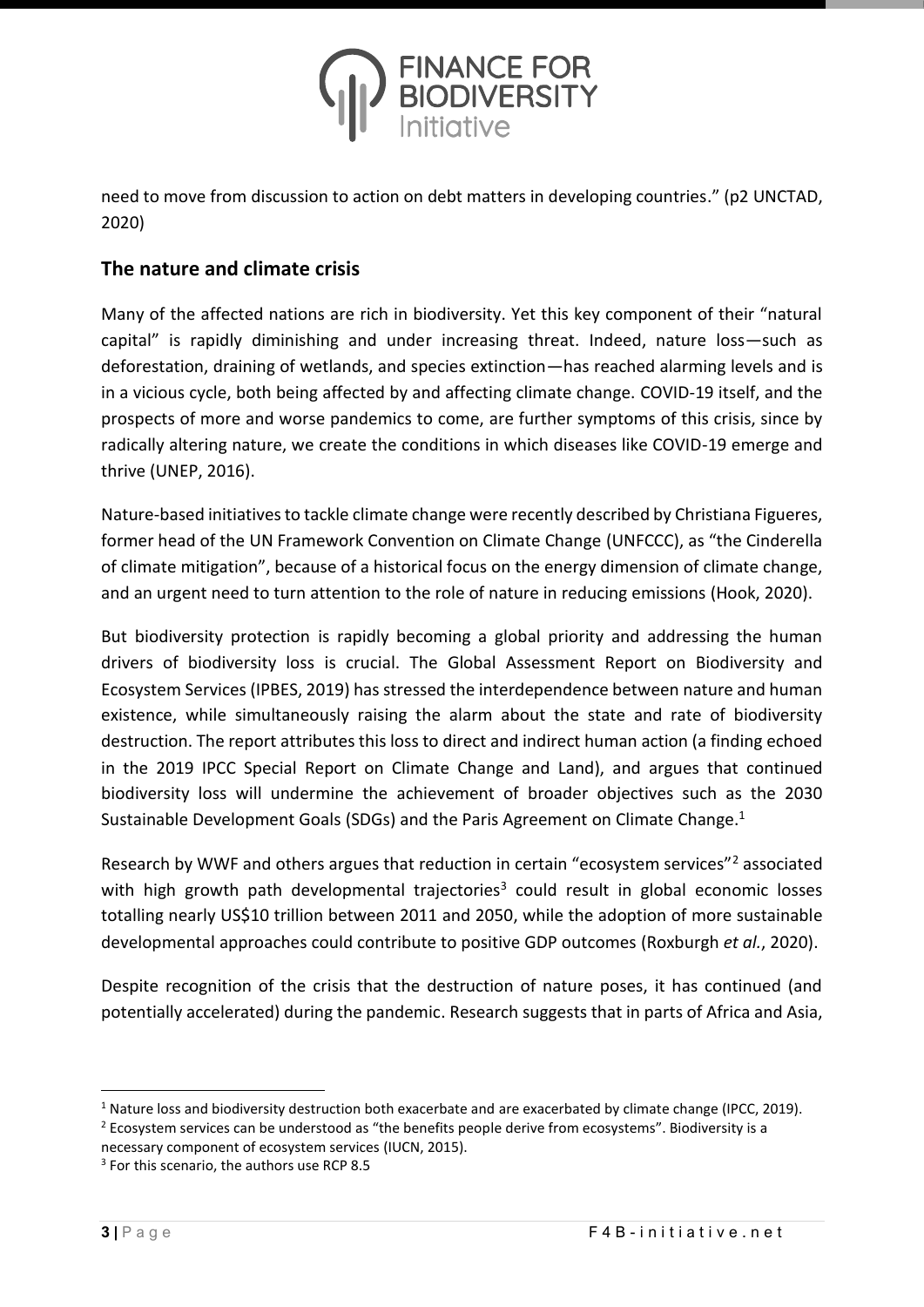need to move from discussion to action on debt matters in developing countries." (p2 UNCTAD, 2020)

## The nature and climate crisis

Many of the affected nations are rich in biodiversity. Yet this key component of their "natural capital" is rapidly diminishing and under increasing threat. Indeed, nature loss—such as deforestation, draining of wetlands, and species extinction—has reached alarming levels and is in a vicious cycle, both being affected by and affecting climate change. COVID-19 itself, and the prospects of more and worse pandemics to come, are further symptoms of this crisis, since by radically altering nature, we create the conditions in which diseases like COVID-19 emerge and thrive (UNEP, 2016).

Nature-based initiatives to tackle climate change were recently described by Christiana Figueres, former head of the UN Framework Convention on Climate Change (UNFCCC), as "the Cinderella of climate mitigation", because of a historical focus on the energy dimension of climate change, and an urgent need to turn attention to the role of nature in reducing emissions (Hook, 2020).

But biodiversity protection is rapidly becoming a global priority and addressing the human drivers of biodiversity loss is crucial. The Global Assessment Report on Biodiversity and Ecosystem Services (IPBES, 2019) has stressed the interdependence between nature and human existence, while simultaneously raising the alarm about the state and rate of biodiversity destruction. The report attributes this loss to direct and indirect human action (a finding echoed in the 2019 IPCC Special Report on Climate Change and Land), and argues that continued biodiversity loss will undermine the achievement of broader objectives such as the 2030 Sustainable Development Goals (SDGs) and the Paris Agreement on Climate Change.[1]

Research by WWF and others argues that reduction in certain "ecosystem services"[2] associated with high growth path developmental trajectories[3] could result in global economic losses totalling nearly US$10 trillion between 2011 and 2050, while the adoption of more sustainable developmental approaches could contribute to positive GDP outcomes (Roxburgh *et al.*, 2020).

Despite recognition of the crisis that the destruction of nature poses, it has continued (and potentially accelerated) during the pandemic. Research suggests that in parts of Africa and Asia,

---

[1] Nature loss and biodiversity destruction both exacerbate and are exacerbated by climate change (IPCC, 2019).

[2] Ecosystem services can be understood as "the benefits people derive from ecosystems". Biodiversity is a necessary component of ecosystem services (IUCN, 2015).

[3] For this scenario, the authors use RCP 8.5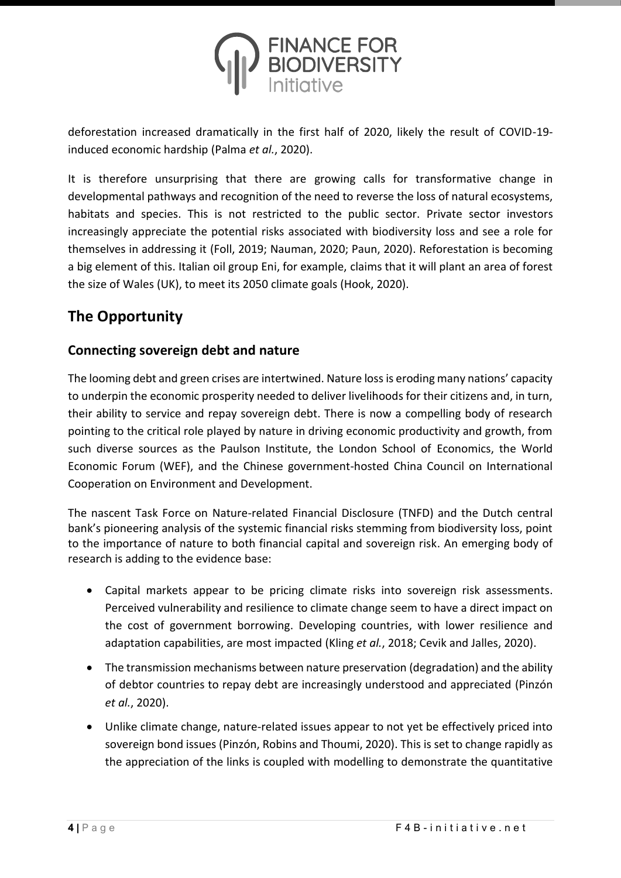deforestation increased dramatically in the first half of 2020, likely the result of COVID-19-induced economic hardship (Palma *et al.*, 2020).

It is therefore unsurprising that there are growing calls for transformative change in developmental pathways and recognition of the need to reverse the loss of natural ecosystems, habitats and species. This is not restricted to the public sector. Private sector investors increasingly appreciate the potential risks associated with biodiversity loss and see a role for themselves in addressing it (Foll, 2019; Nauman, 2020; Paun, 2020). Reforestation is becoming a big element of this. Italian oil group Eni, for example, claims that it will plant an area of forest the size of Wales (UK), to meet its 2050 climate goals (Hook, 2020).

## The Opportunity

### Connecting sovereign debt and nature

The looming debt and green crises are intertwined. Nature loss is eroding many nations' capacity to underpin the economic prosperity needed to deliver livelihoods for their citizens and, in turn, their ability to service and repay sovereign debt. There is now a compelling body of research pointing to the critical role played by nature in driving economic productivity and growth, from such diverse sources as the Paulson Institute, the London School of Economics, the World Economic Forum (WEF), and the Chinese government-hosted China Council on International Cooperation on Environment and Development.

The nascent Task Force on Nature-related Financial Disclosure (TNFD) and the Dutch central bank's pioneering analysis of the systemic financial risks stemming from biodiversity loss, point to the importance of nature to both financial capital and sovereign risk. An emerging body of research is adding to the evidence base:

- Capital markets appear to be pricing climate risks into sovereign risk assessments. Perceived vulnerability and resilience to climate change seem to have a direct impact on the cost of government borrowing. Developing countries, with lower resilience and adaptation capabilities, are most impacted (Kling *et al.*, 2018; Cevik and Jalles, 2020).
- The transmission mechanisms between nature preservation (degradation) and the ability of debtor countries to repay debt are increasingly understood and appreciated (Pinzón *et al.*, 2020).
- Unlike climate change, nature-related issues appear to not yet be effectively priced into sovereign bond issues (Pinzón, Robins and Thoumi, 2020). This is set to change rapidly as the appreciation of the links is coupled with modelling to demonstrate the quantitative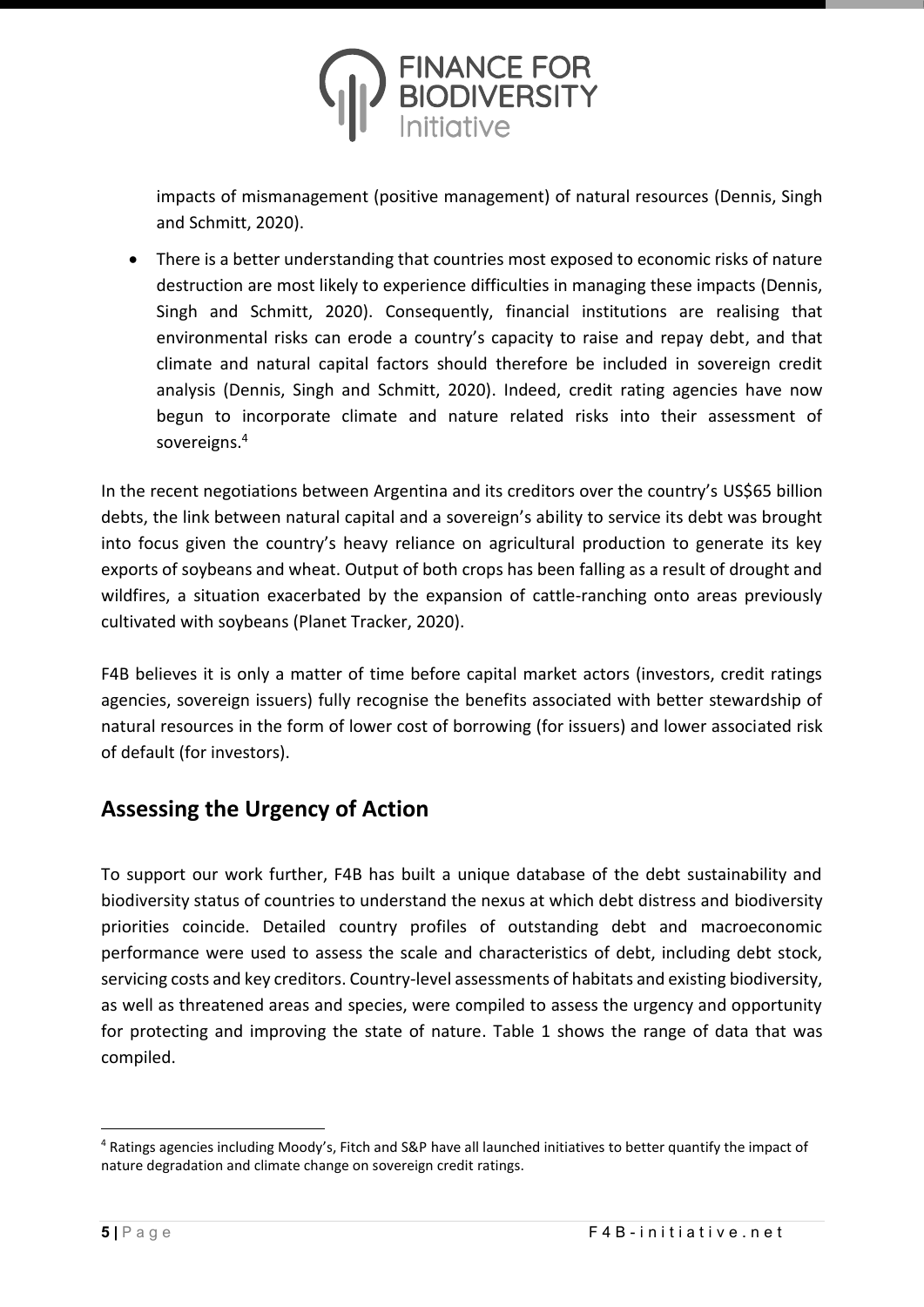impacts of mismanagement (positive management) of natural resources (Dennis, Singh and Schmitt, 2020).

- There is a better understanding that countries most exposed to economic risks of nature destruction are most likely to experience difficulties in managing these impacts (Dennis, Singh and Schmitt, 2020). Consequently, financial institutions are realising that environmental risks can erode a country's capacity to raise and repay debt, and that climate and natural capital factors should therefore be included in sovereign credit analysis (Dennis, Singh and Schmitt, 2020). Indeed, credit rating agencies have now begun to incorporate climate and nature related risks into their assessment of sovereigns.[4]

In the recent negotiations between Argentina and its creditors over the country's US$65 billion debts, the link between natural capital and a sovereign's ability to service its debt was brought into focus given the country's heavy reliance on agricultural production to generate its key exports of soybeans and wheat. Output of both crops has been falling as a result of drought and wildfires, a situation exacerbated by the expansion of cattle-ranching onto areas previously cultivated with soybeans (Planet Tracker, 2020).

F4B believes it is only a matter of time before capital market actors (investors, credit ratings agencies, sovereign issuers) fully recognise the benefits associated with better stewardship of natural resources in the form of lower cost of borrowing (for issuers) and lower associated risk of default (for investors).

## Assessing the Urgency of Action

To support our work further, F4B has built a unique database of the debt sustainability and biodiversity status of countries to understand the nexus at which debt distress and biodiversity priorities coincide. Detailed country profiles of outstanding debt and macroeconomic performance were used to assess the scale and characteristics of debt, including debt stock, servicing costs and key creditors. Country-level assessments of habitats and existing biodiversity, as well as threatened areas and species, were compiled to assess the urgency and opportunity for protecting and improving the state of nature. Table 1 shows the range of data that was compiled.

[4] Ratings agencies including Moody's, Fitch and S&P have all launched initiatives to better quantify the impact of nature degradation and climate change on sovereign credit ratings.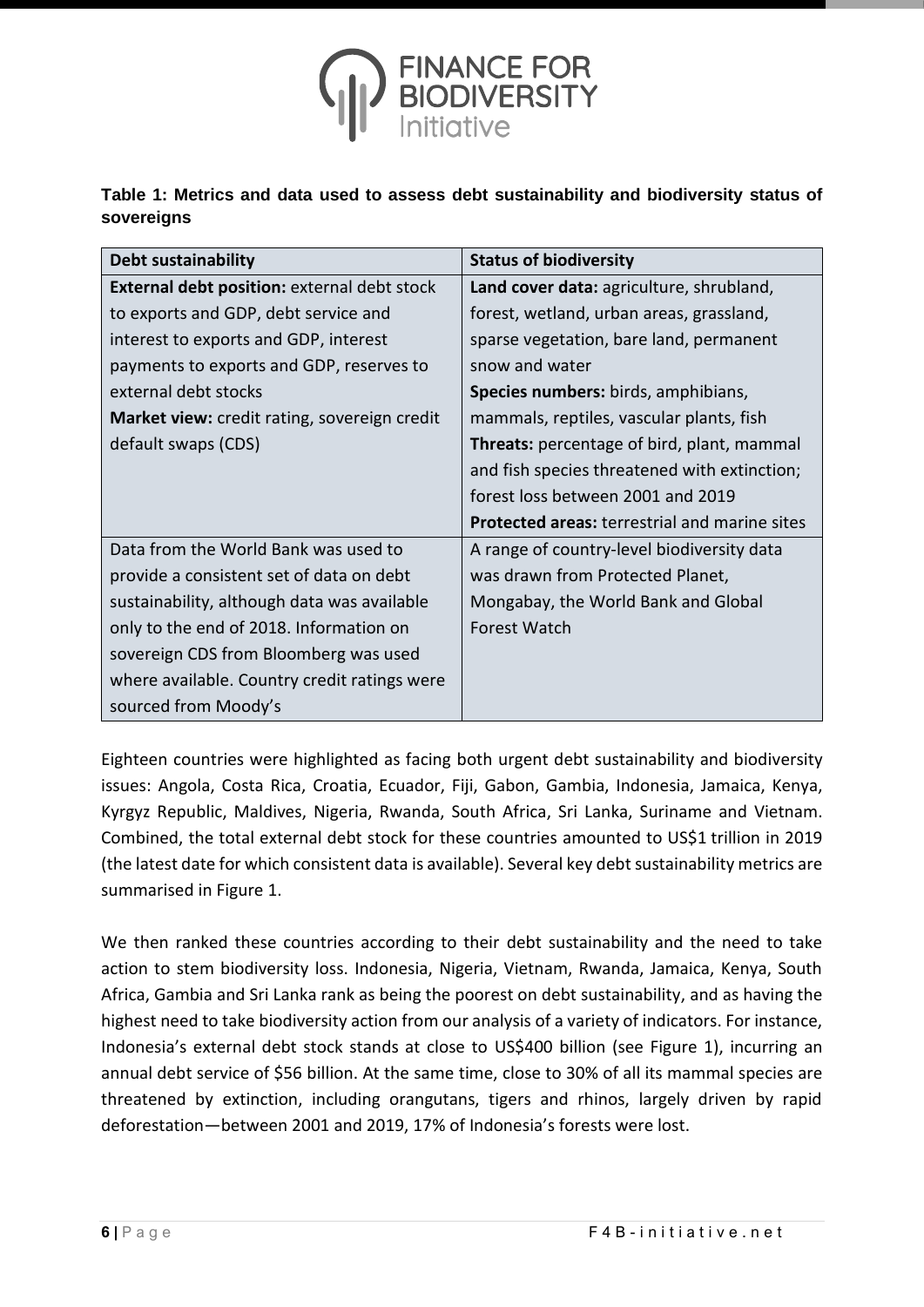**Table 1: Metrics and data used to assess debt sustainability and biodiversity status of sovereigns**

| Debt sustainability | Status of biodiversity |
|---|---|
| **External debt position:** external debt stock to exports and GDP, debt service and interest to exports and GDP, interest payments to exports and GDP, reserves to external debt stocks<br>**Market view:** credit rating, sovereign credit default swaps (CDS) | **Land cover data:** agriculture, shrubland, forest, wetland, urban areas, grassland, sparse vegetation, bare land, permanent snow and water<br>**Species numbers:** birds, amphibians, mammals, reptiles, vascular plants, fish<br>**Threats:** percentage of bird, plant, mammal and fish species threatened with extinction; forest loss between 2001 and 2019<br>**Protected areas:** terrestrial and marine sites |
| Data from the World Bank was used to provide a consistent set of data on debt sustainability, although data was available only to the end of 2018. Information on sovereign CDS from Bloomberg was used where available. Country credit ratings were sourced from Moody's | A range of country-level biodiversity data was drawn from Protected Planet, Mongabay, the World Bank and Global Forest Watch |

Eighteen countries were highlighted as facing both urgent debt sustainability and biodiversity issues: Angola, Costa Rica, Croatia, Ecuador, Fiji, Gabon, Gambia, Indonesia, Jamaica, Kenya, Kyrgyz Republic, Maldives, Nigeria, Rwanda, South Africa, Sri Lanka, Suriname and Vietnam. Combined, the total external debt stock for these countries amounted to US$1 trillion in 2019 (the latest date for which consistent data is available). Several key debt sustainability metrics are summarised in Figure 1.

We then ranked these countries according to their debt sustainability and the need to take action to stem biodiversity loss. Indonesia, Nigeria, Vietnam, Rwanda, Jamaica, Kenya, South Africa, Gambia and Sri Lanka rank as being the poorest on debt sustainability, and as having the highest need to take biodiversity action from our analysis of a variety of indicators. For instance, Indonesia's external debt stock stands at close to US$400 billion (see Figure 1), incurring an annual debt service of $56 billion. At the same time, close to 30% of all its mammal species are threatened by extinction, including orangutans, tigers and rhinos, largely driven by rapid deforestation—between 2001 and 2019, 17% of Indonesia's forests were lost.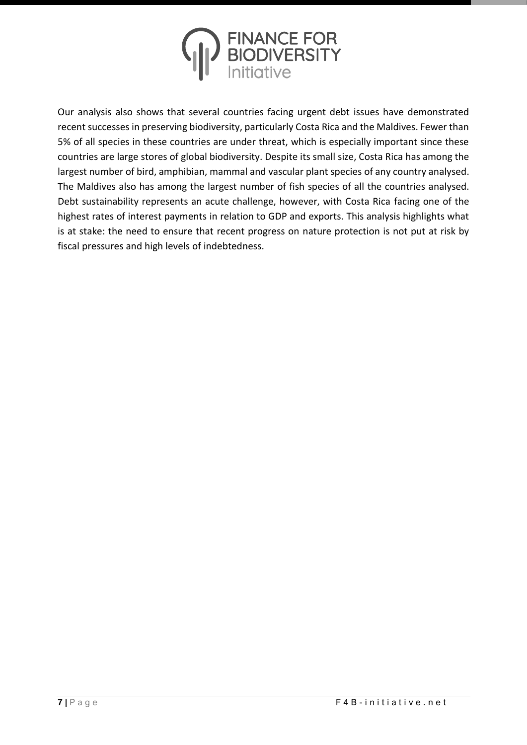Our analysis also shows that several countries facing urgent debt issues have demonstrated recent successes in preserving biodiversity, particularly Costa Rica and the Maldives. Fewer than 5% of all species in these countries are under threat, which is especially important since these countries are large stores of global biodiversity. Despite its small size, Costa Rica has among the largest number of bird, amphibian, mammal and vascular plant species of any country analysed. The Maldives also has among the largest number of fish species of all the countries analysed. Debt sustainability represents an acute challenge, however, with Costa Rica facing one of the highest rates of interest payments in relation to GDP and exports. This analysis highlights what is at stake: the need to ensure that recent progress on nature protection is not put at risk by fiscal pressures and high levels of indebtedness.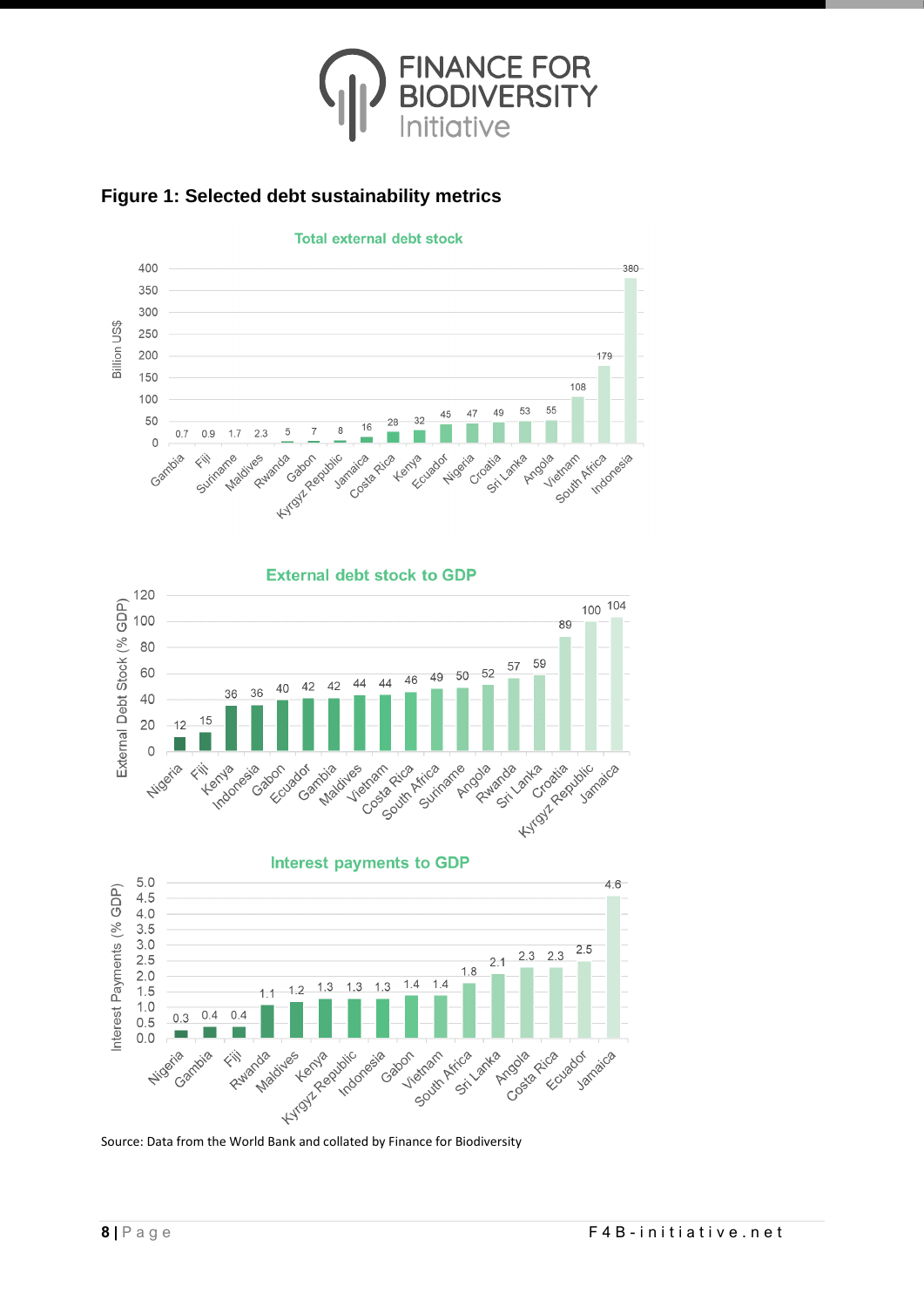## Figure 1: Selected debt sustainability metrics

**Total external debt stock**

| Country | Billion US$ |
| --- | --- |
| Gambia | 0.7 |
| Fiji | 0.9 |
| Suriname | 1.7 |
| Maldives | 2.3 |
| Rwanda | 5 |
| Gabon | 7 |
| Kyrgyz Republic | 8 |
| Jamaica | 16 |
| Costa Rica | 28 |
| Kenya | 32 |
| Ecuador | 45 |
| Nigeria | 47 |
| Croatia | 49 |
| Sri Lanka | 53 |
| Angola | 55 |
| Vietnam | 108 |
| South Africa | 179 |
| Indonesia | 380 |

**External debt stock to GDP**

| Country | External Debt Stock (% GDP) |
| --- | --- |
| Nigeria | 12 |
| Fiji | 15 |
| Kenya | 36 |
| Indonesia | 36 |
| Gabon | 40 |
| Ecuador | 42 |
| Gambia | 42 |
| Maldives | 44 |
| Vietnam | 44 |
| Costa Rica | 46 |
| South Africa | 49 |
| Suriname | 50 |
| Angola | 52 |
| Rwanda | 57 |
| Sri Lanka | 59 |
| Croatia | 89 |
| Kyrgyz Republic | 100 |
| Jamaica | 104 |

**Interest payments to GDP**

| Country | Interest Payments (% GDP) |
| --- | --- |
| Nigeria | 0.3 |
| Gambia | 0.4 |
| Fiji | 0.4 |
| Rwanda | 1.1 |
| Maldives | 1.2 |
| Kenya | 1.3 |
| Kyrgyz Republic | 1.3 |
| Indonesia | 1.3 |
| Gabon | 1.4 |
| Vietnam | 1.4 |
| South Africa | 1.8 |
| Sri Lanka | 2.1 |
| Angola | 2.3 |
| Costa Rica | 2.3 |
| Ecuador | 2.5 |
| Jamaica | 4.6 |

Source: Data from the World Bank and collated by Finance for Biodiversity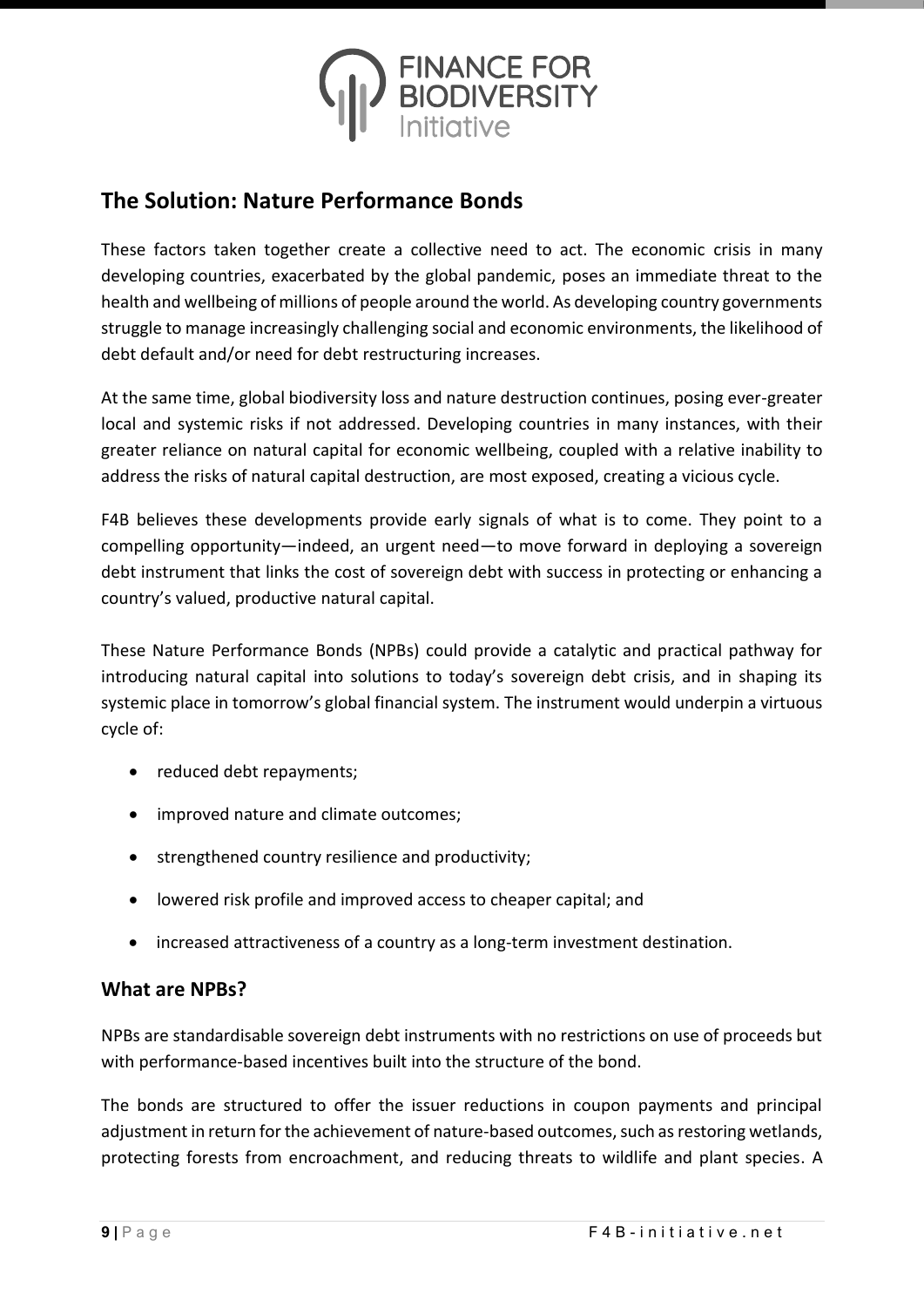## The Solution: Nature Performance Bonds

These factors taken together create a collective need to act. The economic crisis in many developing countries, exacerbated by the global pandemic, poses an immediate threat to the health and wellbeing of millions of people around the world. As developing country governments struggle to manage increasingly challenging social and economic environments, the likelihood of debt default and/or need for debt restructuring increases.

At the same time, global biodiversity loss and nature destruction continues, posing ever-greater local and systemic risks if not addressed. Developing countries in many instances, with their greater reliance on natural capital for economic wellbeing, coupled with a relative inability to address the risks of natural capital destruction, are most exposed, creating a vicious cycle.

F4B believes these developments provide early signals of what is to come. They point to a compelling opportunity—indeed, an urgent need—to move forward in deploying a sovereign debt instrument that links the cost of sovereign debt with success in protecting or enhancing a country's valued, productive natural capital.

These Nature Performance Bonds (NPBs) could provide a catalytic and practical pathway for introducing natural capital into solutions to today's sovereign debt crisis, and in shaping its systemic place in tomorrow's global financial system. The instrument would underpin a virtuous cycle of:

- reduced debt repayments;
- improved nature and climate outcomes;
- strengthened country resilience and productivity;
- lowered risk profile and improved access to cheaper capital; and
- increased attractiveness of a country as a long-term investment destination.

### What are NPBs?

NPBs are standardisable sovereign debt instruments with no restrictions on use of proceeds but with performance-based incentives built into the structure of the bond.

The bonds are structured to offer the issuer reductions in coupon payments and principal adjustment in return for the achievement of nature-based outcomes, such as restoring wetlands, protecting forests from encroachment, and reducing threats to wildlife and plant species. A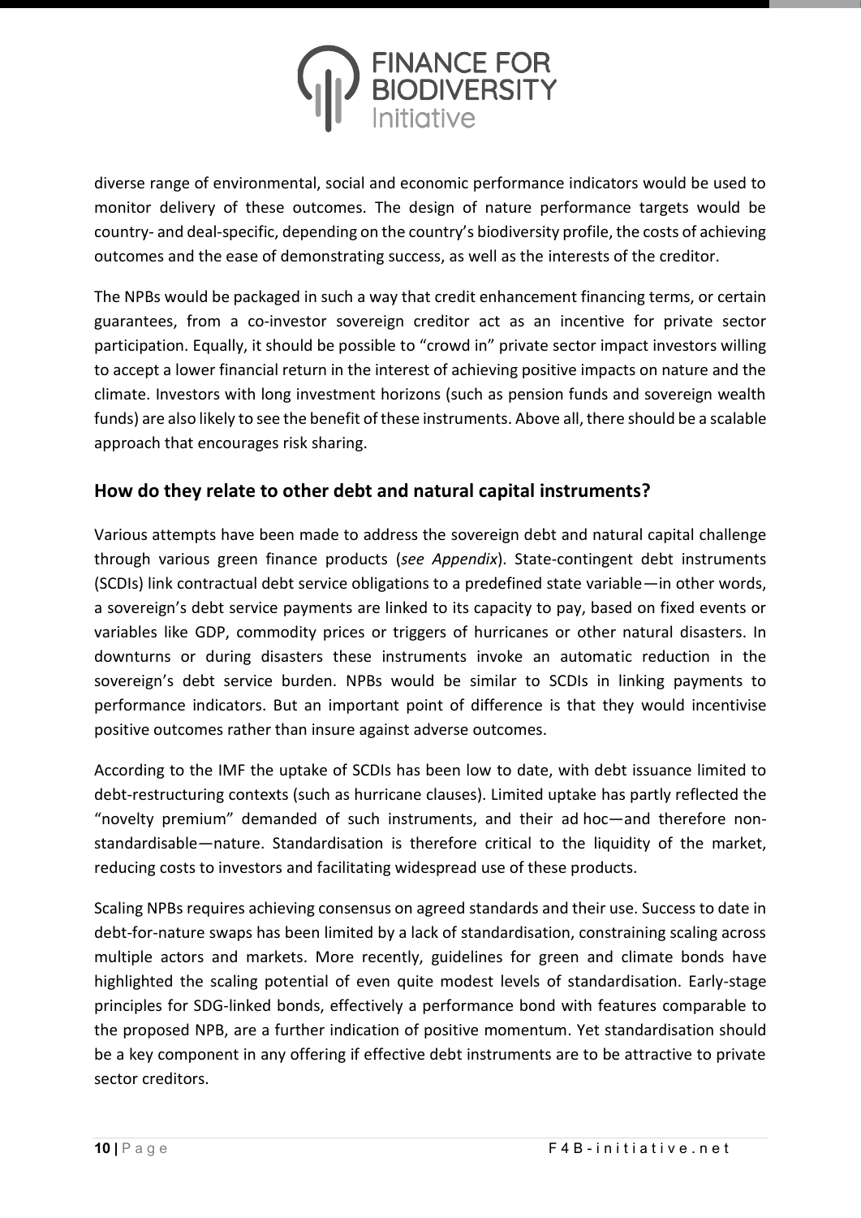diverse range of environmental, social and economic performance indicators would be used to monitor delivery of these outcomes. The design of nature performance targets would be country- and deal-specific, depending on the country's biodiversity profile, the costs of achieving outcomes and the ease of demonstrating success, as well as the interests of the creditor.

The NPBs would be packaged in such a way that credit enhancement financing terms, or certain guarantees, from a co-investor sovereign creditor act as an incentive for private sector participation. Equally, it should be possible to "crowd in" private sector impact investors willing to accept a lower financial return in the interest of achieving positive impacts on nature and the climate. Investors with long investment horizons (such as pension funds and sovereign wealth funds) are also likely to see the benefit of these instruments. Above all, there should be a scalable approach that encourages risk sharing.

## How do they relate to other debt and natural capital instruments?

Various attempts have been made to address the sovereign debt and natural capital challenge through various green finance products (*see Appendix*). State-contingent debt instruments (SCDIs) link contractual debt service obligations to a predefined state variable—in other words, a sovereign's debt service payments are linked to its capacity to pay, based on fixed events or variables like GDP, commodity prices or triggers of hurricanes or other natural disasters. In downturns or during disasters these instruments invoke an automatic reduction in the sovereign's debt service burden. NPBs would be similar to SCDIs in linking payments to performance indicators. But an important point of difference is that they would incentivise positive outcomes rather than insure against adverse outcomes.

According to the IMF the uptake of SCDIs has been low to date, with debt issuance limited to debt-restructuring contexts (such as hurricane clauses). Limited uptake has partly reflected the "novelty premium" demanded of such instruments, and their ad hoc—and therefore non-standardisable—nature. Standardisation is therefore critical to the liquidity of the market, reducing costs to investors and facilitating widespread use of these products.

Scaling NPBs requires achieving consensus on agreed standards and their use. Success to date in debt-for-nature swaps has been limited by a lack of standardisation, constraining scaling across multiple actors and markets. More recently, guidelines for green and climate bonds have highlighted the scaling potential of even quite modest levels of standardisation. Early-stage principles for SDG-linked bonds, effectively a performance bond with features comparable to the proposed NPB, are a further indication of positive momentum. Yet standardisation should be a key component in any offering if effective debt instruments are to be attractive to private sector creditors.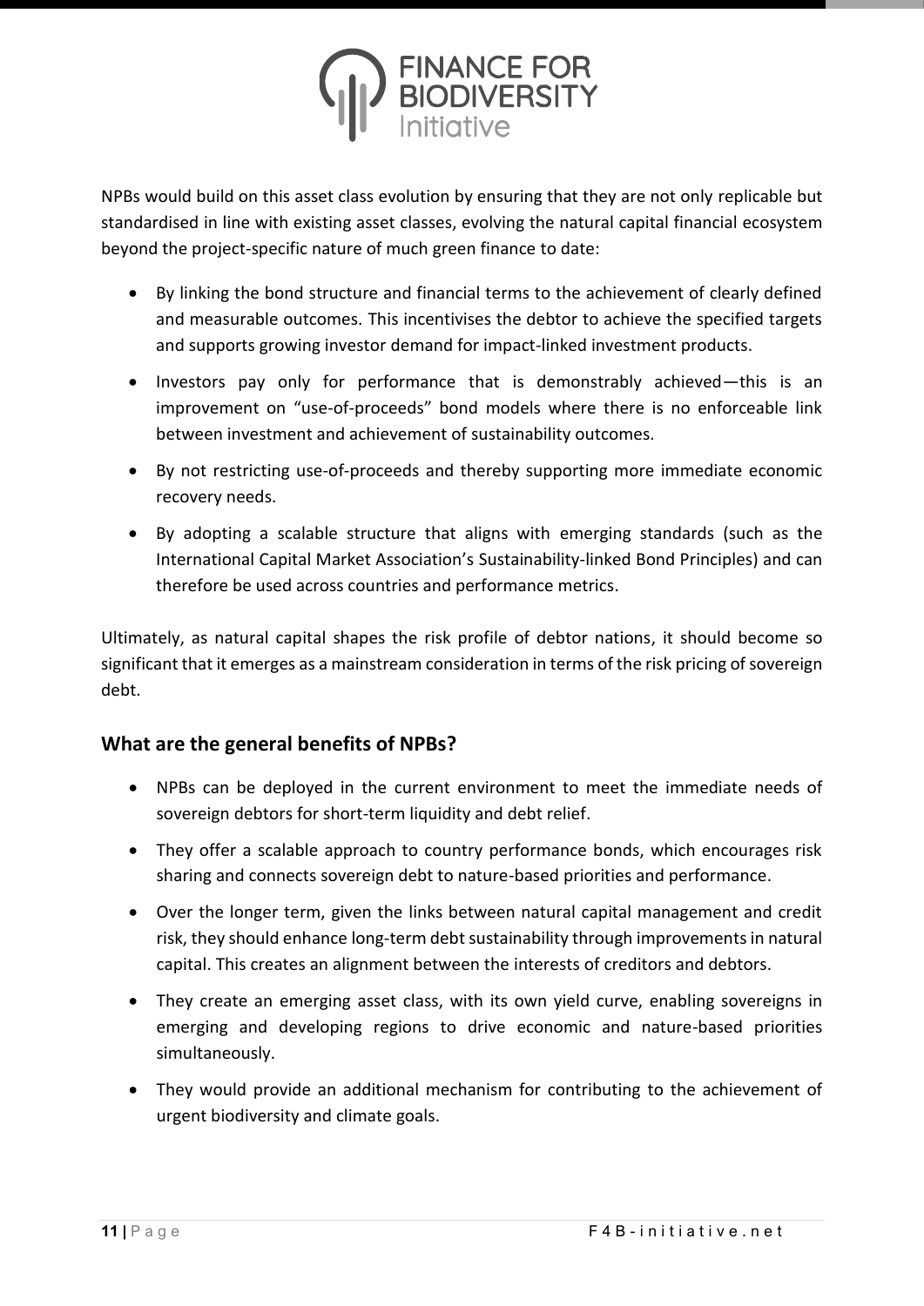NPBs would build on this asset class evolution by ensuring that they are not only replicable but standardised in line with existing asset classes, evolving the natural capital financial ecosystem beyond the project-specific nature of much green finance to date:

- By linking the bond structure and financial terms to the achievement of clearly defined and measurable outcomes. This incentivises the debtor to achieve the specified targets and supports growing investor demand for impact-linked investment products.
- Investors pay only for performance that is demonstrably achieved—this is an improvement on "use-of-proceeds" bond models where there is no enforceable link between investment and achievement of sustainability outcomes.
- By not restricting use-of-proceeds and thereby supporting more immediate economic recovery needs.
- By adopting a scalable structure that aligns with emerging standards (such as the International Capital Market Association's Sustainability-linked Bond Principles) and can therefore be used across countries and performance metrics.

Ultimately, as natural capital shapes the risk profile of debtor nations, it should become so significant that it emerges as a mainstream consideration in terms of the risk pricing of sovereign debt.

## What are the general benefits of NPBs?

- NPBs can be deployed in the current environment to meet the immediate needs of sovereign debtors for short-term liquidity and debt relief.
- They offer a scalable approach to country performance bonds, which encourages risk sharing and connects sovereign debt to nature-based priorities and performance.
- Over the longer term, given the links between natural capital management and credit risk, they should enhance long-term debt sustainability through improvements in natural capital. This creates an alignment between the interests of creditors and debtors.
- They create an emerging asset class, with its own yield curve, enabling sovereigns in emerging and developing regions to drive economic and nature-based priorities simultaneously.
- They would provide an additional mechanism for contributing to the achievement of urgent biodiversity and climate goals.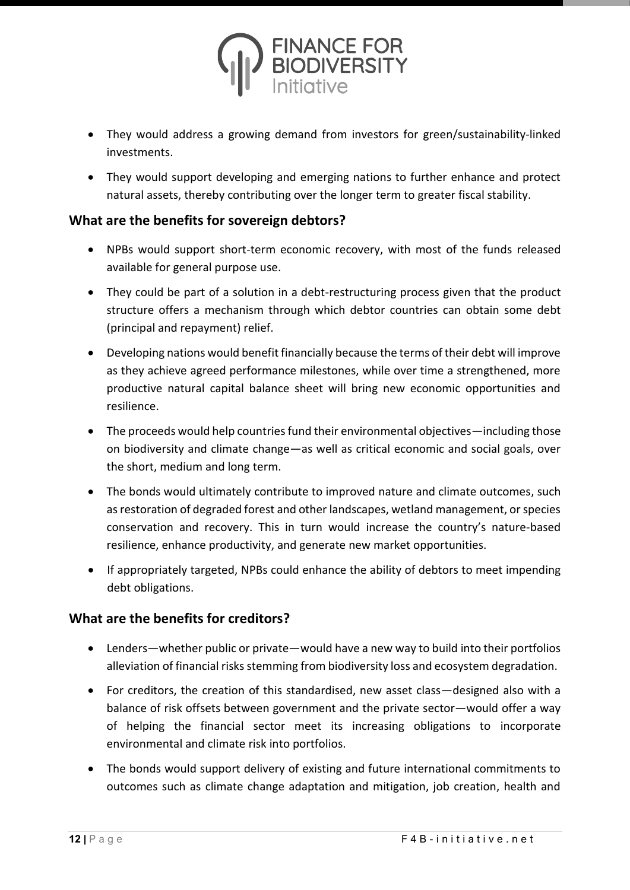- They would address a growing demand from investors for green/sustainability-linked investments.
- They would support developing and emerging nations to further enhance and protect natural assets, thereby contributing over the longer term to greater fiscal stability.

### What are the benefits for sovereign debtors?

- NPBs would support short-term economic recovery, with most of the funds released available for general purpose use.
- They could be part of a solution in a debt-restructuring process given that the product structure offers a mechanism through which debtor countries can obtain some debt (principal and repayment) relief.
- Developing nations would benefit financially because the terms of their debt will improve as they achieve agreed performance milestones, while over time a strengthened, more productive natural capital balance sheet will bring new economic opportunities and resilience.
- The proceeds would help countries fund their environmental objectives—including those on biodiversity and climate change—as well as critical economic and social goals, over the short, medium and long term.
- The bonds would ultimately contribute to improved nature and climate outcomes, such as restoration of degraded forest and other landscapes, wetland management, or species conservation and recovery. This in turn would increase the country's nature-based resilience, enhance productivity, and generate new market opportunities.
- If appropriately targeted, NPBs could enhance the ability of debtors to meet impending debt obligations.

### What are the benefits for creditors?

- Lenders—whether public or private—would have a new way to build into their portfolios alleviation of financial risks stemming from biodiversity loss and ecosystem degradation.
- For creditors, the creation of this standardised, new asset class—designed also with a balance of risk offsets between government and the private sector—would offer a way of helping the financial sector meet its increasing obligations to incorporate environmental and climate risk into portfolios.
- The bonds would support delivery of existing and future international commitments to outcomes such as climate change adaptation and mitigation, job creation, health and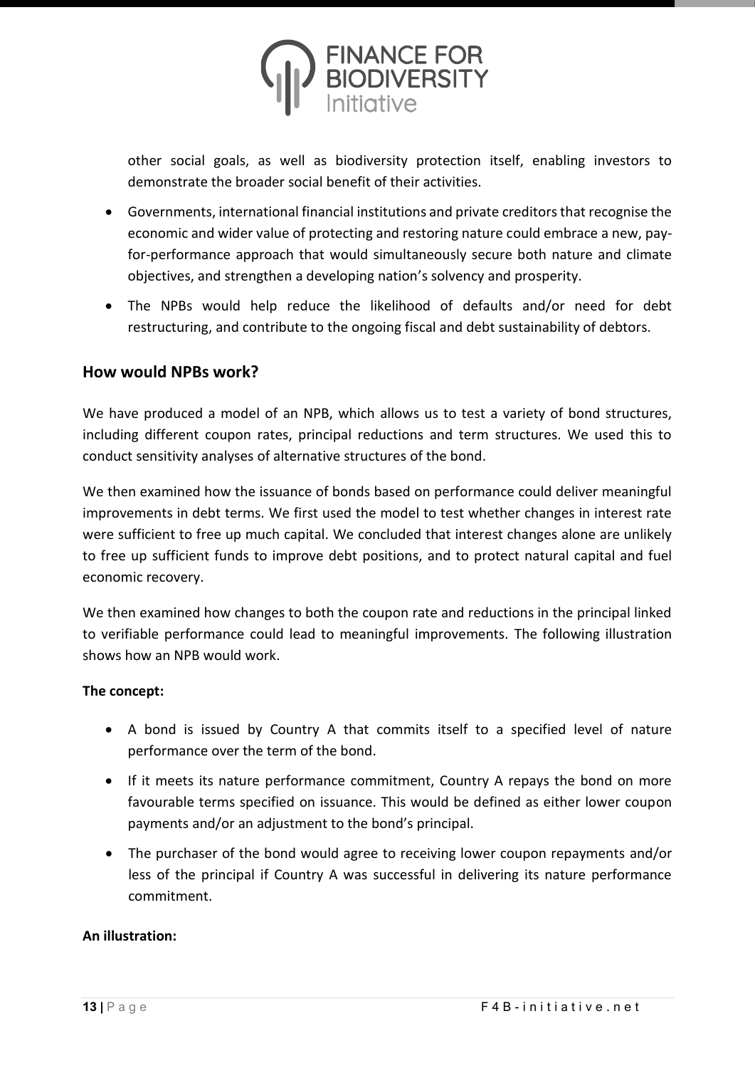other social goals, as well as biodiversity protection itself, enabling investors to demonstrate the broader social benefit of their activities.

- Governments, international financial institutions and private creditors that recognise the economic and wider value of protecting and restoring nature could embrace a new, pay-for-performance approach that would simultaneously secure both nature and climate objectives, and strengthen a developing nation's solvency and prosperity.
- The NPBs would help reduce the likelihood of defaults and/or need for debt restructuring, and contribute to the ongoing fiscal and debt sustainability of debtors.

## How would NPBs work?

We have produced a model of an NPB, which allows us to test a variety of bond structures, including different coupon rates, principal reductions and term structures. We used this to conduct sensitivity analyses of alternative structures of the bond.

We then examined how the issuance of bonds based on performance could deliver meaningful improvements in debt terms. We first used the model to test whether changes in interest rate were sufficient to free up much capital. We concluded that interest changes alone are unlikely to free up sufficient funds to improve debt positions, and to protect natural capital and fuel economic recovery.

We then examined how changes to both the coupon rate and reductions in the principal linked to verifiable performance could lead to meaningful improvements. The following illustration shows how an NPB would work.

**The concept:**

- A bond is issued by Country A that commits itself to a specified level of nature performance over the term of the bond.
- If it meets its nature performance commitment, Country A repays the bond on more favourable terms specified on issuance. This would be defined as either lower coupon payments and/or an adjustment to the bond's principal.
- The purchaser of the bond would agree to receiving lower coupon repayments and/or less of the principal if Country A was successful in delivering its nature performance commitment.

**An illustration:**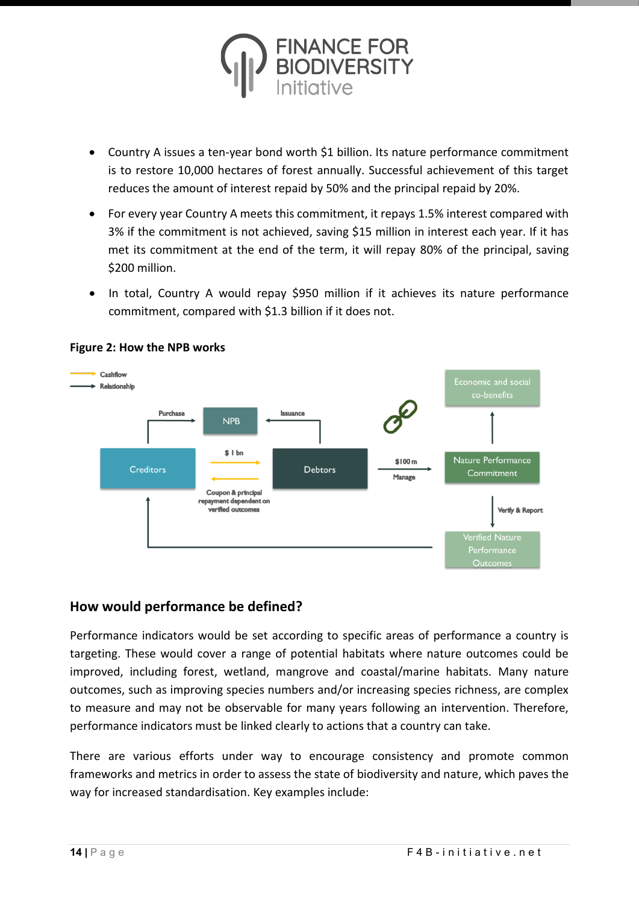- Country A issues a ten-year bond worth $1 billion. Its nature performance commitment is to restore 10,000 hectares of forest annually. Successful achievement of this target reduces the amount of interest repaid by 50% and the principal repaid by 20%.
- For every year Country A meets this commitment, it repays 1.5% interest compared with 3% if the commitment is not achieved, saving $15 million in interest each year. If it has met its commitment at the end of the term, it will repay 80% of the principal, saving $200 million.
- In total, Country A would repay $950 million if it achieves its nature performance commitment, compared with $1.3 billion if it does not.

**Figure 2: How the NPB works**

## How would performance be defined?

Performance indicators would be set according to specific areas of performance a country is targeting. These would cover a range of potential habitats where nature outcomes could be improved, including forest, wetland, mangrove and coastal/marine habitats. Many nature outcomes, such as improving species numbers and/or increasing species richness, are complex to measure and may not be observable for many years following an intervention. Therefore, performance indicators must be linked clearly to actions that a country can take.

There are various efforts under way to encourage consistency and promote common frameworks and metrics in order to assess the state of biodiversity and nature, which paves the way for increased standardisation. Key examples include: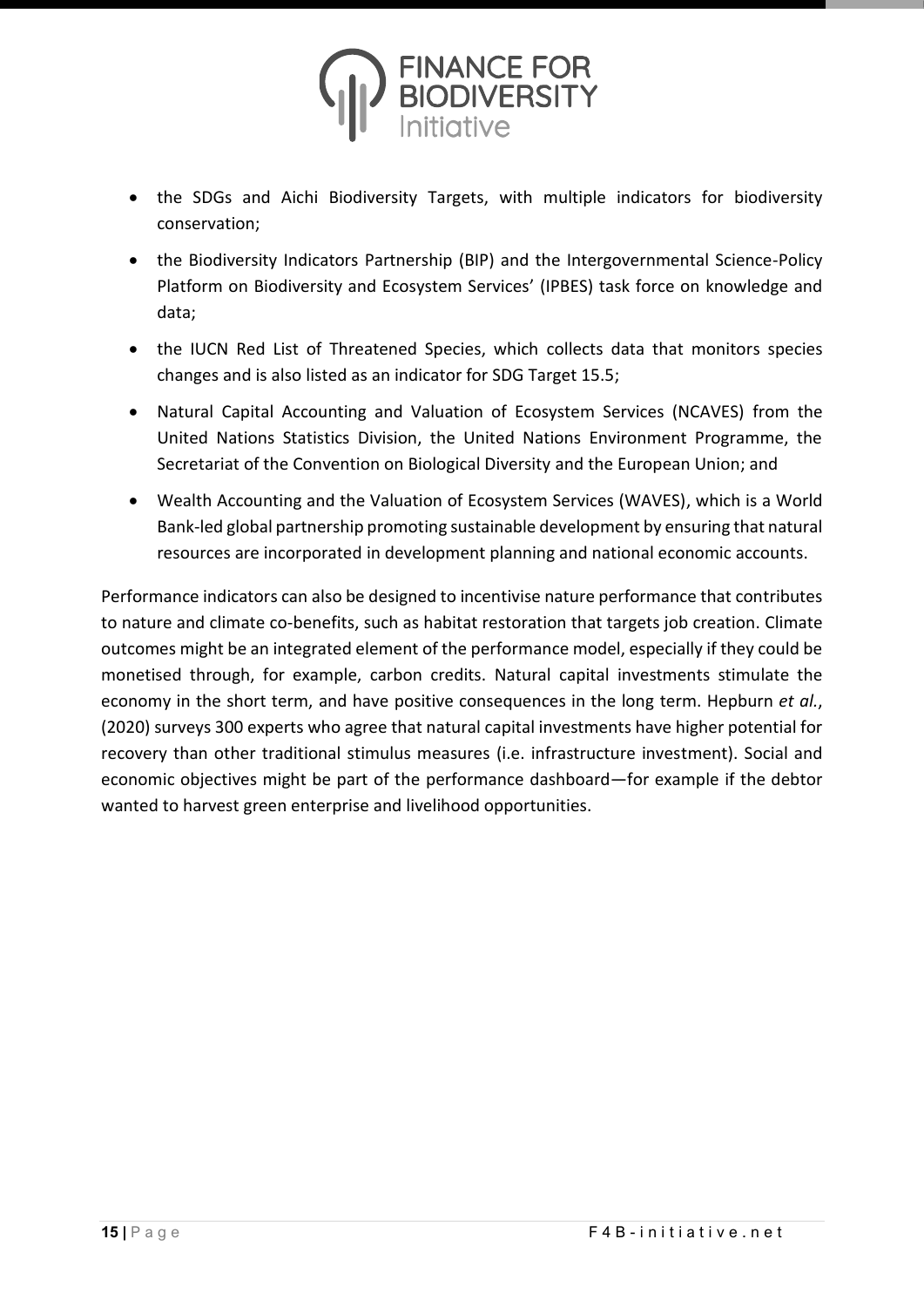- the SDGs and Aichi Biodiversity Targets, with multiple indicators for biodiversity conservation;
- the Biodiversity Indicators Partnership (BIP) and the Intergovernmental Science-Policy Platform on Biodiversity and Ecosystem Services' (IPBES) task force on knowledge and data;
- the IUCN Red List of Threatened Species, which collects data that monitors species changes and is also listed as an indicator for SDG Target 15.5;
- Natural Capital Accounting and Valuation of Ecosystem Services (NCAVES) from the United Nations Statistics Division, the United Nations Environment Programme, the Secretariat of the Convention on Biological Diversity and the European Union; and
- Wealth Accounting and the Valuation of Ecosystem Services (WAVES), which is a World Bank-led global partnership promoting sustainable development by ensuring that natural resources are incorporated in development planning and national economic accounts.

Performance indicators can also be designed to incentivise nature performance that contributes to nature and climate co-benefits, such as habitat restoration that targets job creation. Climate outcomes might be an integrated element of the performance model, especially if they could be monetised through, for example, carbon credits. Natural capital investments stimulate the economy in the short term, and have positive consequences in the long term. Hepburn *et al.*, (2020) surveys 300 experts who agree that natural capital investments have higher potential for recovery than other traditional stimulus measures (i.e. infrastructure investment). Social and economic objectives might be part of the performance dashboard—for example if the debtor wanted to harvest green enterprise and livelihood opportunities.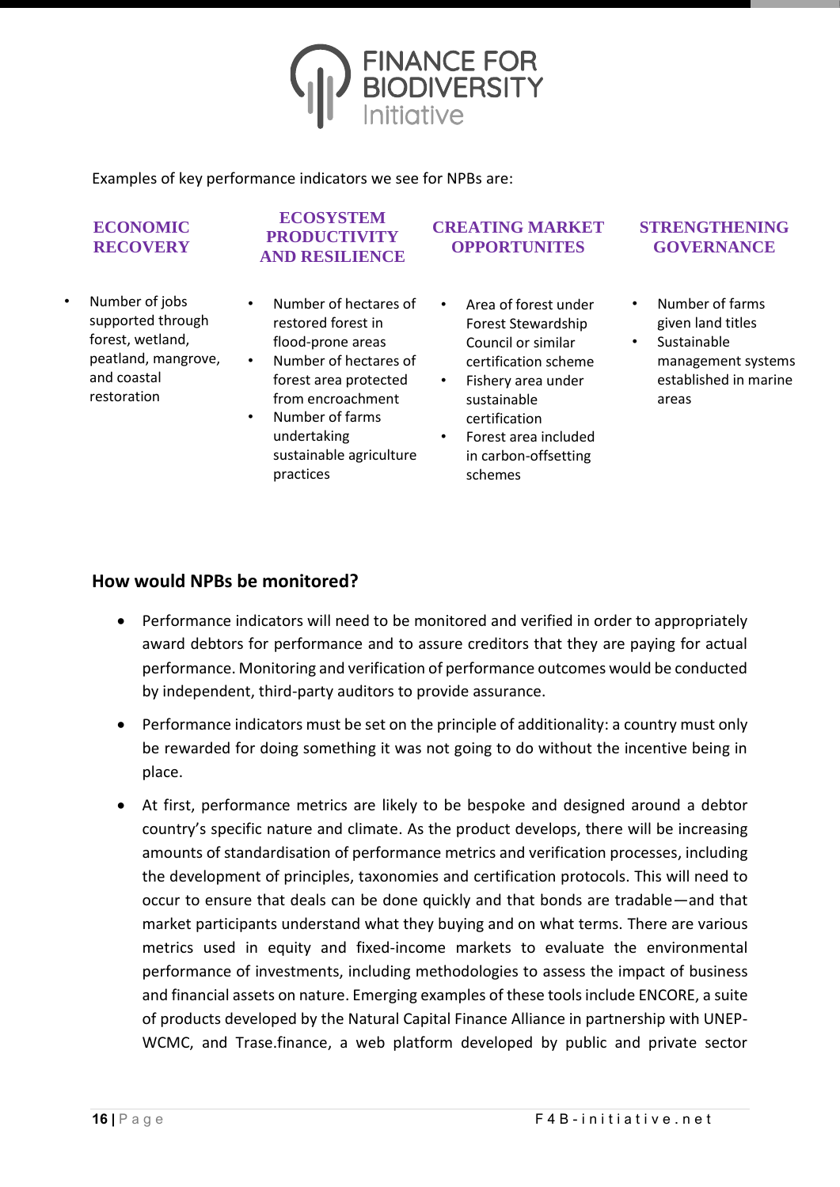Examples of key performance indicators we see for NPBs are:

| ECONOMIC RECOVERY | ECOSYSTEM PRODUCTIVITY AND RESILIENCE | CREATING MARKET OPPORTUNITES | STRENGTHENING GOVERNANCE |
|---|---|---|---|
| • Number of jobs supported through forest, wetland, peatland, mangrove, and coastal restoration | • Number of hectares of restored forest in flood-prone areas<br>• Number of hectares of forest area protected from encroachment<br>• Number of farms undertaking sustainable agriculture practices | • Area of forest under Forest Stewardship Council or similar certification scheme<br>• Fishery area under sustainable certification<br>• Forest area included in carbon-offsetting schemes | • Number of farms given land titles<br>• Sustainable management systems established in marine areas |

## How would NPBs be monitored?

- Performance indicators will need to be monitored and verified in order to appropriately award debtors for performance and to assure creditors that they are paying for actual performance. Monitoring and verification of performance outcomes would be conducted by independent, third-party auditors to provide assurance.
- Performance indicators must be set on the principle of additionality: a country must only be rewarded for doing something it was not going to do without the incentive being in place.
- At first, performance metrics are likely to be bespoke and designed around a debtor country's specific nature and climate. As the product develops, there will be increasing amounts of standardisation of performance metrics and verification processes, including the development of principles, taxonomies and certification protocols. This will need to occur to ensure that deals can be done quickly and that bonds are tradable—and that market participants understand what they buying and on what terms. There are various metrics used in equity and fixed-income markets to evaluate the environmental performance of investments, including methodologies to assess the impact of business and financial assets on nature. Emerging examples of these tools include ENCORE, a suite of products developed by the Natural Capital Finance Alliance in partnership with UNEP-WCMC, and Trase.finance, a web platform developed by public and private sector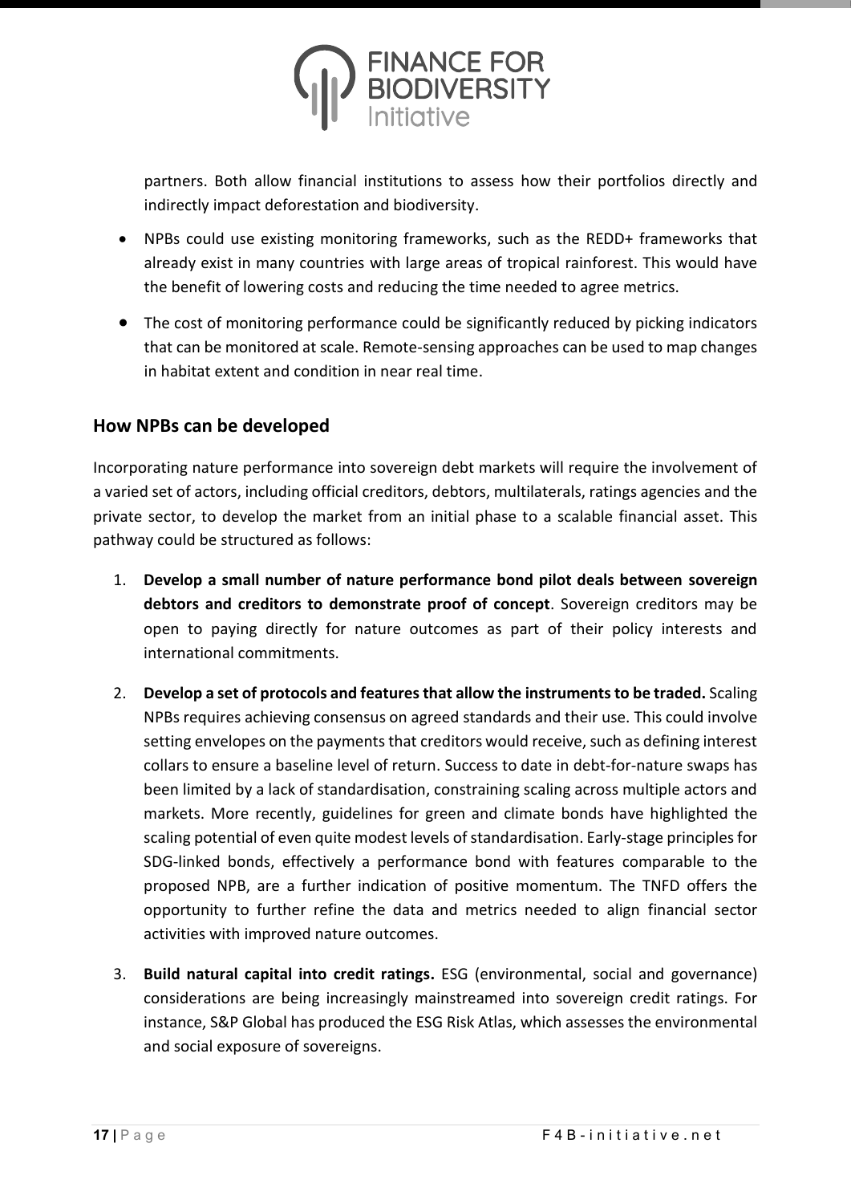partners. Both allow financial institutions to assess how their portfolios directly and indirectly impact deforestation and biodiversity.

- NPBs could use existing monitoring frameworks, such as the REDD+ frameworks that already exist in many countries with large areas of tropical rainforest. This would have the benefit of lowering costs and reducing the time needed to agree metrics.
- The cost of monitoring performance could be significantly reduced by picking indicators that can be monitored at scale. Remote-sensing approaches can be used to map changes in habitat extent and condition in near real time.

## How NPBs can be developed

Incorporating nature performance into sovereign debt markets will require the involvement of a varied set of actors, including official creditors, debtors, multilaterals, ratings agencies and the private sector, to develop the market from an initial phase to a scalable financial asset. This pathway could be structured as follows:

1. **Develop a small number of nature performance bond pilot deals between sovereign debtors and creditors to demonstrate proof of concept**. Sovereign creditors may be open to paying directly for nature outcomes as part of their policy interests and international commitments.
2. **Develop a set of protocols and features that allow the instruments to be traded.** Scaling NPBs requires achieving consensus on agreed standards and their use. This could involve setting envelopes on the payments that creditors would receive, such as defining interest collars to ensure a baseline level of return. Success to date in debt-for-nature swaps has been limited by a lack of standardisation, constraining scaling across multiple actors and markets. More recently, guidelines for green and climate bonds have highlighted the scaling potential of even quite modest levels of standardisation. Early-stage principles for SDG-linked bonds, effectively a performance bond with features comparable to the proposed NPB, are a further indication of positive momentum. The TNFD offers the opportunity to further refine the data and metrics needed to align financial sector activities with improved nature outcomes.
3. **Build natural capital into credit ratings.** ESG (environmental, social and governance) considerations are being increasingly mainstreamed into sovereign credit ratings. For instance, S&P Global has produced the ESG Risk Atlas, which assesses the environmental and social exposure of sovereigns.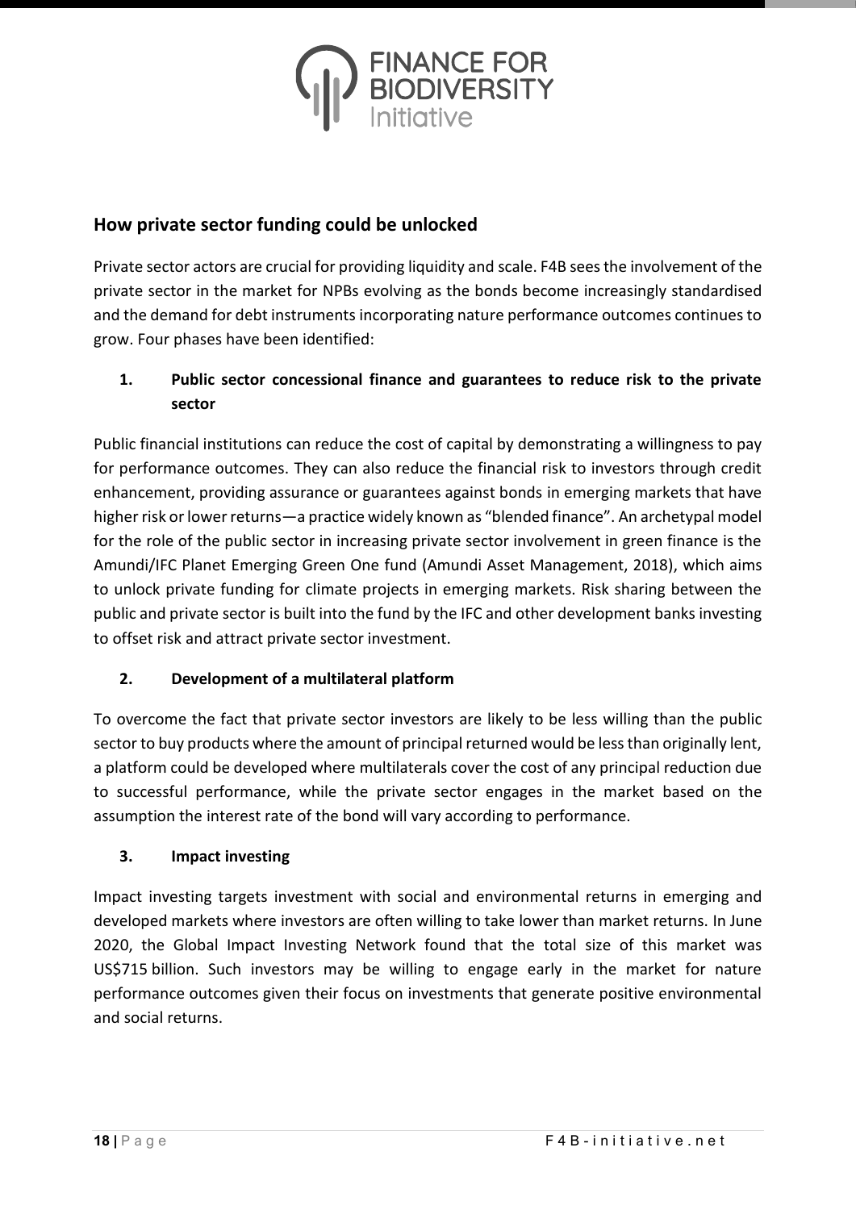## How private sector funding could be unlocked

Private sector actors are crucial for providing liquidity and scale. F4B sees the involvement of the private sector in the market for NPBs evolving as the bonds become increasingly standardised and the demand for debt instruments incorporating nature performance outcomes continues to grow. Four phases have been identified:

### 1. Public sector concessional finance and guarantees to reduce risk to the private sector

Public financial institutions can reduce the cost of capital by demonstrating a willingness to pay for performance outcomes. They can also reduce the financial risk to investors through credit enhancement, providing assurance or guarantees against bonds in emerging markets that have higher risk or lower returns—a practice widely known as "blended finance". An archetypal model for the role of the public sector in increasing private sector involvement in green finance is the Amundi/IFC Planet Emerging Green One fund (Amundi Asset Management, 2018), which aims to unlock private funding for climate projects in emerging markets. Risk sharing between the public and private sector is built into the fund by the IFC and other development banks investing to offset risk and attract private sector investment.

### 2. Development of a multilateral platform

To overcome the fact that private sector investors are likely to be less willing than the public sector to buy products where the amount of principal returned would be less than originally lent, a platform could be developed where multilaterals cover the cost of any principal reduction due to successful performance, while the private sector engages in the market based on the assumption the interest rate of the bond will vary according to performance.

### 3. Impact investing

Impact investing targets investment with social and environmental returns in emerging and developed markets where investors are often willing to take lower than market returns. In June 2020, the Global Impact Investing Network found that the total size of this market was US$715 billion. Such investors may be willing to engage early in the market for nature performance outcomes given their focus on investments that generate positive environmental and social returns.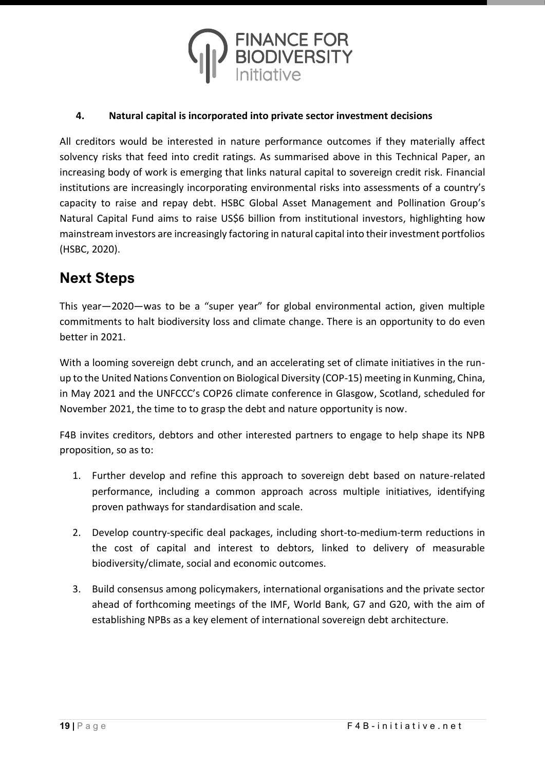### 4. Natural capital is incorporated into private sector investment decisions

All creditors would be interested in nature performance outcomes if they materially affect solvency risks that feed into credit ratings. As summarised above in this Technical Paper, an increasing body of work is emerging that links natural capital to sovereign credit risk. Financial institutions are increasingly incorporating environmental risks into assessments of a country's capacity to raise and repay debt. HSBC Global Asset Management and Pollination Group's Natural Capital Fund aims to raise US$6 billion from institutional investors, highlighting how mainstream investors are increasingly factoring in natural capital into their investment portfolios (HSBC, 2020).

## Next Steps

This year—2020—was to be a "super year" for global environmental action, given multiple commitments to halt biodiversity loss and climate change. There is an opportunity to do even better in 2021.

With a looming sovereign debt crunch, and an accelerating set of climate initiatives in the run-up to the United Nations Convention on Biological Diversity (COP-15) meeting in Kunming, China, in May 2021 and the UNFCCC's COP26 climate conference in Glasgow, Scotland, scheduled for November 2021, the time to to grasp the debt and nature opportunity is now.

F4B invites creditors, debtors and other interested partners to engage to help shape its NPB proposition, so as to:

1. Further develop and refine this approach to sovereign debt based on nature-related performance, including a common approach across multiple initiatives, identifying proven pathways for standardisation and scale.
2. Develop country-specific deal packages, including short-to-medium-term reductions in the cost of capital and interest to debtors, linked to delivery of measurable biodiversity/climate, social and economic outcomes.
3. Build consensus among policymakers, international organisations and the private sector ahead of forthcoming meetings of the IMF, World Bank, G7 and G20, with the aim of establishing NPBs as a key element of international sovereign debt architecture.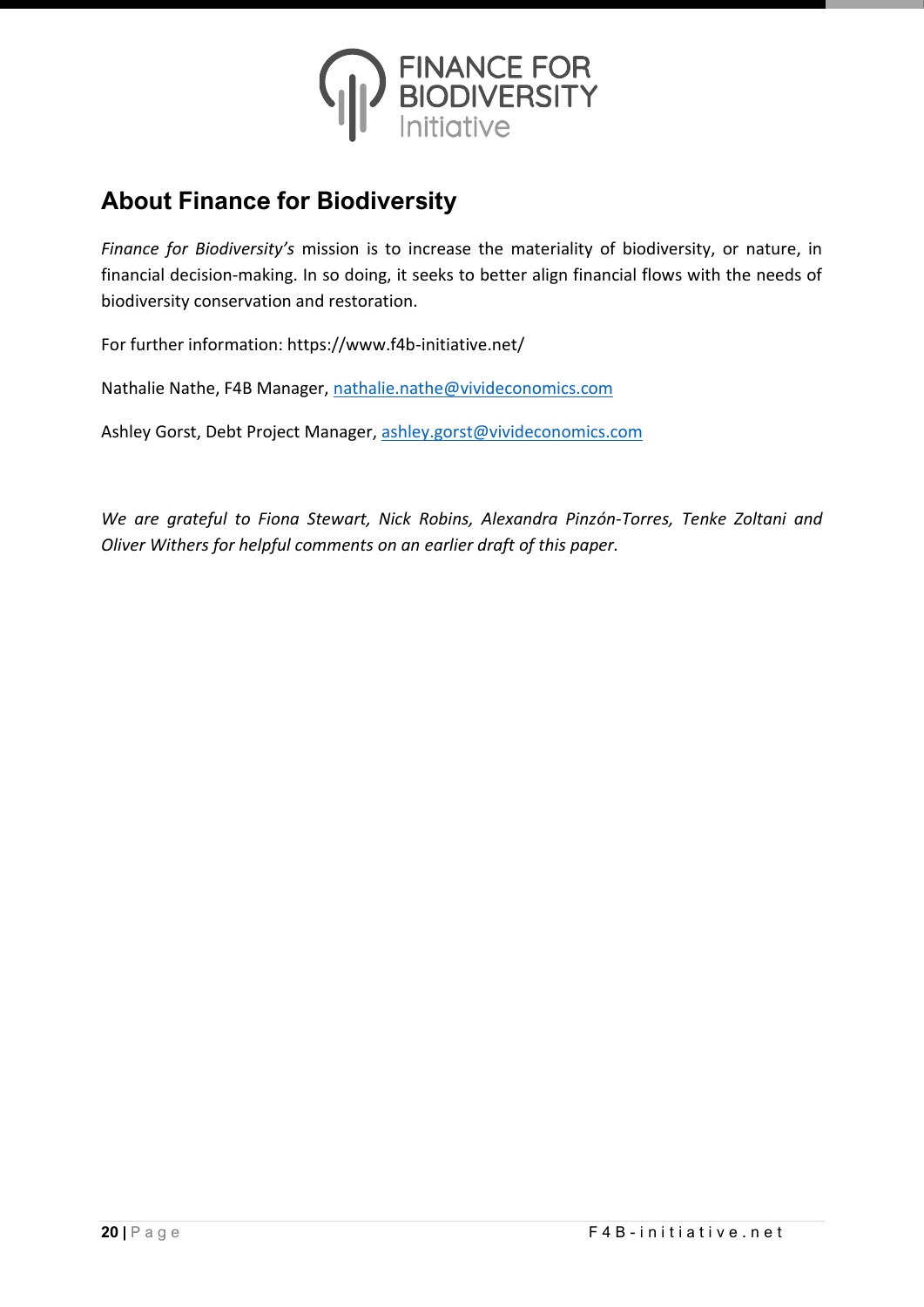## About Finance for Biodiversity

*Finance for Biodiversity's* mission is to increase the materiality of biodiversity, or nature, in financial decision-making. In so doing, it seeks to better align financial flows with the needs of biodiversity conservation and restoration.

For further information: https://www.f4b-initiative.net/

Nathalie Nathe, F4B Manager, nathalie.nathe@vivideconomics.com

Ashley Gorst, Debt Project Manager, ashley.gorst@vivideconomics.com

*We are grateful to Fiona Stewart, Nick Robins, Alexandra Pinzón-Torres, Tenke Zoltani and Oliver Withers for helpful comments on an earlier draft of this paper.*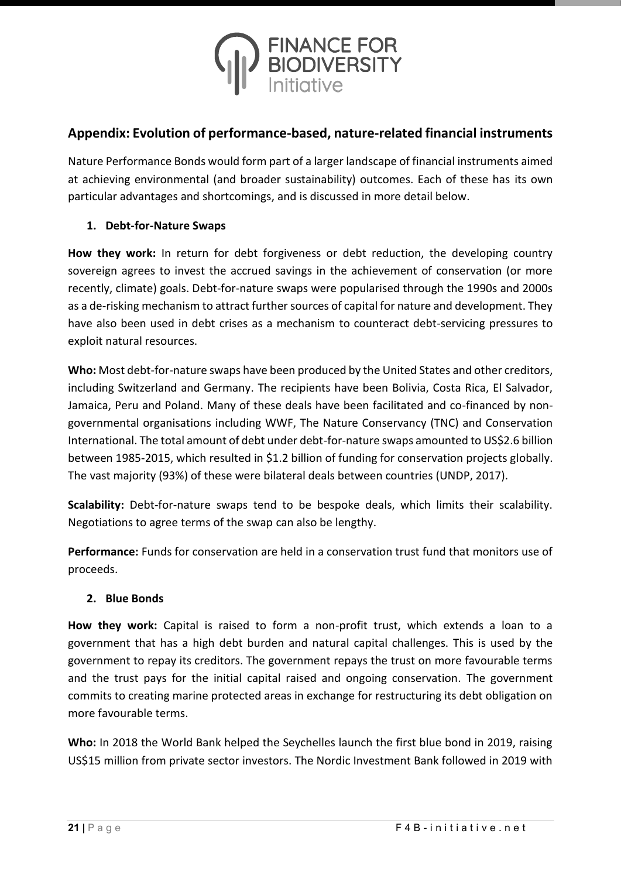## Appendix: Evolution of performance-based, nature-related financial instruments

Nature Performance Bonds would form part of a larger landscape of financial instruments aimed at achieving environmental (and broader sustainability) outcomes. Each of these has its own particular advantages and shortcomings, and is discussed in more detail below.

### 1. Debt-for-Nature Swaps

**How they work:** In return for debt forgiveness or debt reduction, the developing country sovereign agrees to invest the accrued savings in the achievement of conservation (or more recently, climate) goals. Debt-for-nature swaps were popularised through the 1990s and 2000s as a de-risking mechanism to attract further sources of capital for nature and development. They have also been used in debt crises as a mechanism to counteract debt-servicing pressures to exploit natural resources.

**Who:** Most debt-for-nature swaps have been produced by the United States and other creditors, including Switzerland and Germany. The recipients have been Bolivia, Costa Rica, El Salvador, Jamaica, Peru and Poland. Many of these deals have been facilitated and co-financed by non-governmental organisations including WWF, The Nature Conservancy (TNC) and Conservation International. The total amount of debt under debt-for-nature swaps amounted to US$2.6 billion between 1985-2015, which resulted in $1.2 billion of funding for conservation projects globally. The vast majority (93%) of these were bilateral deals between countries (UNDP, 2017).

**Scalability:** Debt-for-nature swaps tend to be bespoke deals, which limits their scalability. Negotiations to agree terms of the swap can also be lengthy.

**Performance:** Funds for conservation are held in a conservation trust fund that monitors use of proceeds.

### 2. Blue Bonds

**How they work:** Capital is raised to form a non-profit trust, which extends a loan to a government that has a high debt burden and natural capital challenges. This is used by the government to repay its creditors. The government repays the trust on more favourable terms and the trust pays for the initial capital raised and ongoing conservation. The government commits to creating marine protected areas in exchange for restructuring its debt obligation on more favourable terms.

**Who:** In 2018 the World Bank helped the Seychelles launch the first blue bond in 2019, raising US$15 million from private sector investors. The Nordic Investment Bank followed in 2019 with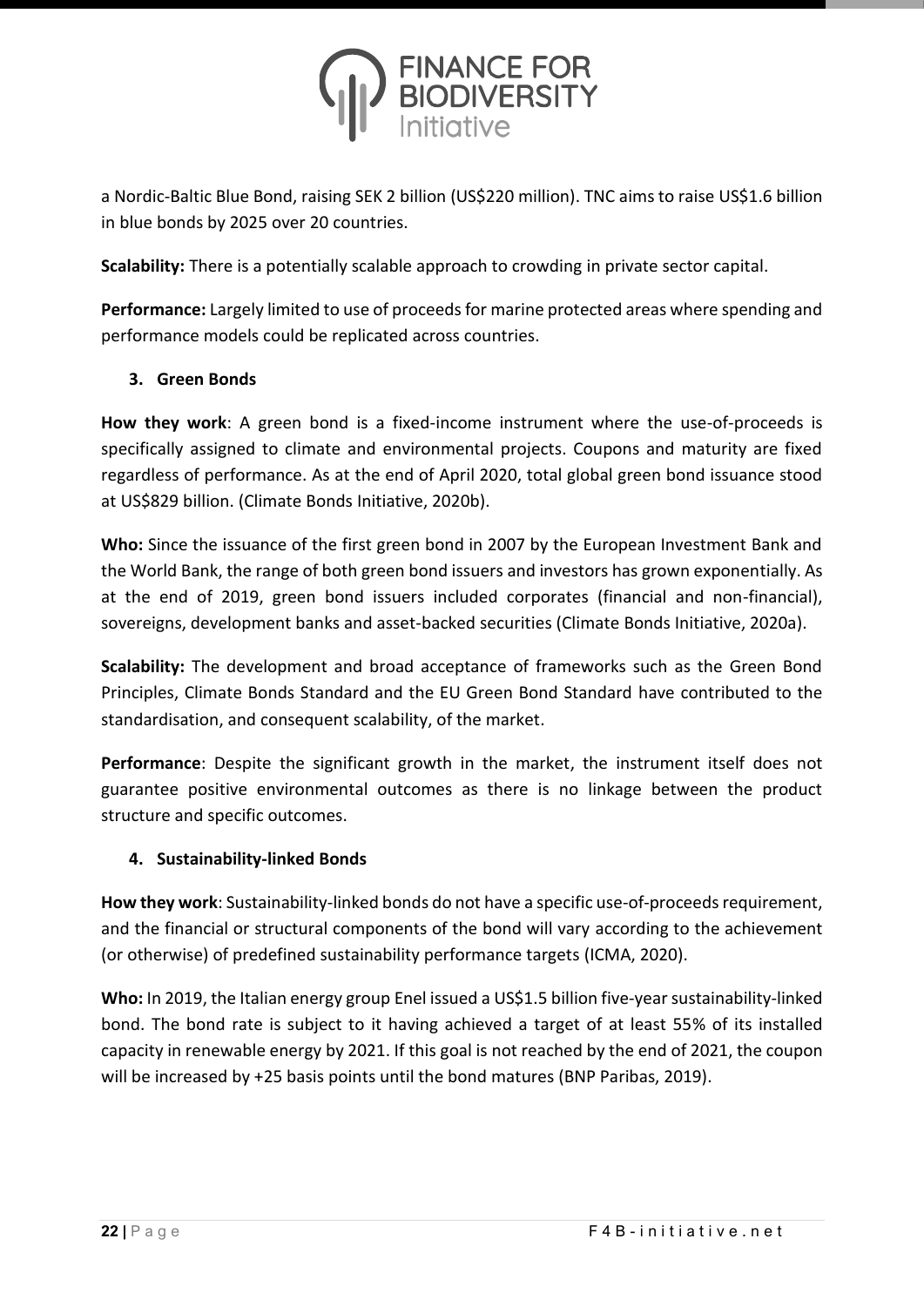a Nordic-Baltic Blue Bond, raising SEK 2 billion (US$220 million). TNC aims to raise US$1.6 billion in blue bonds by 2025 over 20 countries.

**Scalability:** There is a potentially scalable approach to crowding in private sector capital.

**Performance:** Largely limited to use of proceeds for marine protected areas where spending and performance models could be replicated across countries.

### 3. Green Bonds

**How they work**: A green bond is a fixed-income instrument where the use-of-proceeds is specifically assigned to climate and environmental projects. Coupons and maturity are fixed regardless of performance. As at the end of April 2020, total global green bond issuance stood at US$829 billion. (Climate Bonds Initiative, 2020b).

**Who:** Since the issuance of the first green bond in 2007 by the European Investment Bank and the World Bank, the range of both green bond issuers and investors has grown exponentially. As at the end of 2019, green bond issuers included corporates (financial and non-financial), sovereigns, development banks and asset-backed securities (Climate Bonds Initiative, 2020a).

**Scalability:** The development and broad acceptance of frameworks such as the Green Bond Principles, Climate Bonds Standard and the EU Green Bond Standard have contributed to the standardisation, and consequent scalability, of the market.

**Performance**: Despite the significant growth in the market, the instrument itself does not guarantee positive environmental outcomes as there is no linkage between the product structure and specific outcomes.

### 4. Sustainability-linked Bonds

**How they work**: Sustainability-linked bonds do not have a specific use-of-proceeds requirement, and the financial or structural components of the bond will vary according to the achievement (or otherwise) of predefined sustainability performance targets (ICMA, 2020).

**Who:** In 2019, the Italian energy group Enel issued a US$1.5 billion five-year sustainability-linked bond. The bond rate is subject to it having achieved a target of at least 55% of its installed capacity in renewable energy by 2021. If this goal is not reached by the end of 2021, the coupon will be increased by +25 basis points until the bond matures (BNP Paribas, 2019).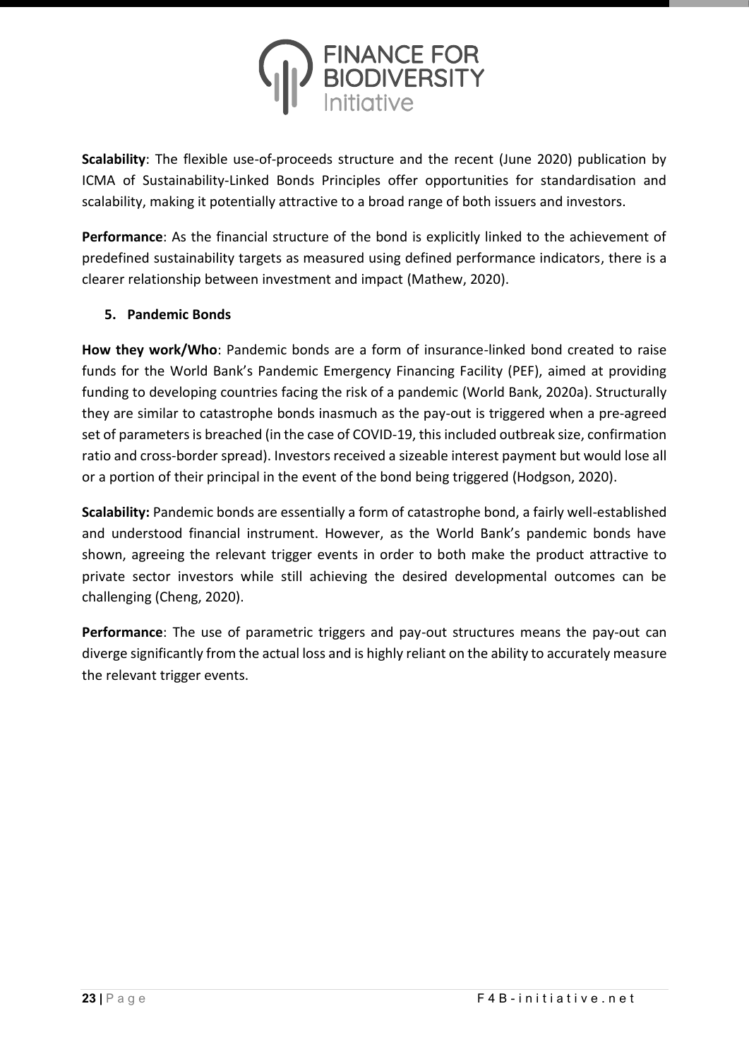**Scalability**: The flexible use-of-proceeds structure and the recent (June 2020) publication by ICMA of Sustainability-Linked Bonds Principles offer opportunities for standardisation and scalability, making it potentially attractive to a broad range of both issuers and investors.

**Performance**: As the financial structure of the bond is explicitly linked to the achievement of predefined sustainability targets as measured using defined performance indicators, there is a clearer relationship between investment and impact (Mathew, 2020).

5. **Pandemic Bonds**

**How they work/Who**: Pandemic bonds are a form of insurance-linked bond created to raise funds for the World Bank's Pandemic Emergency Financing Facility (PEF), aimed at providing funding to developing countries facing the risk of a pandemic (World Bank, 2020a). Structurally they are similar to catastrophe bonds inasmuch as the pay-out is triggered when a pre-agreed set of parameters is breached (in the case of COVID-19, this included outbreak size, confirmation ratio and cross-border spread). Investors received a sizeable interest payment but would lose all or a portion of their principal in the event of the bond being triggered (Hodgson, 2020).

**Scalability:** Pandemic bonds are essentially a form of catastrophe bond, a fairly well-established and understood financial instrument. However, as the World Bank's pandemic bonds have shown, agreeing the relevant trigger events in order to both make the product attractive to private sector investors while still achieving the desired developmental outcomes can be challenging (Cheng, 2020).

**Performance**: The use of parametric triggers and pay-out structures means the pay-out can diverge significantly from the actual loss and is highly reliant on the ability to accurately measure the relevant trigger events.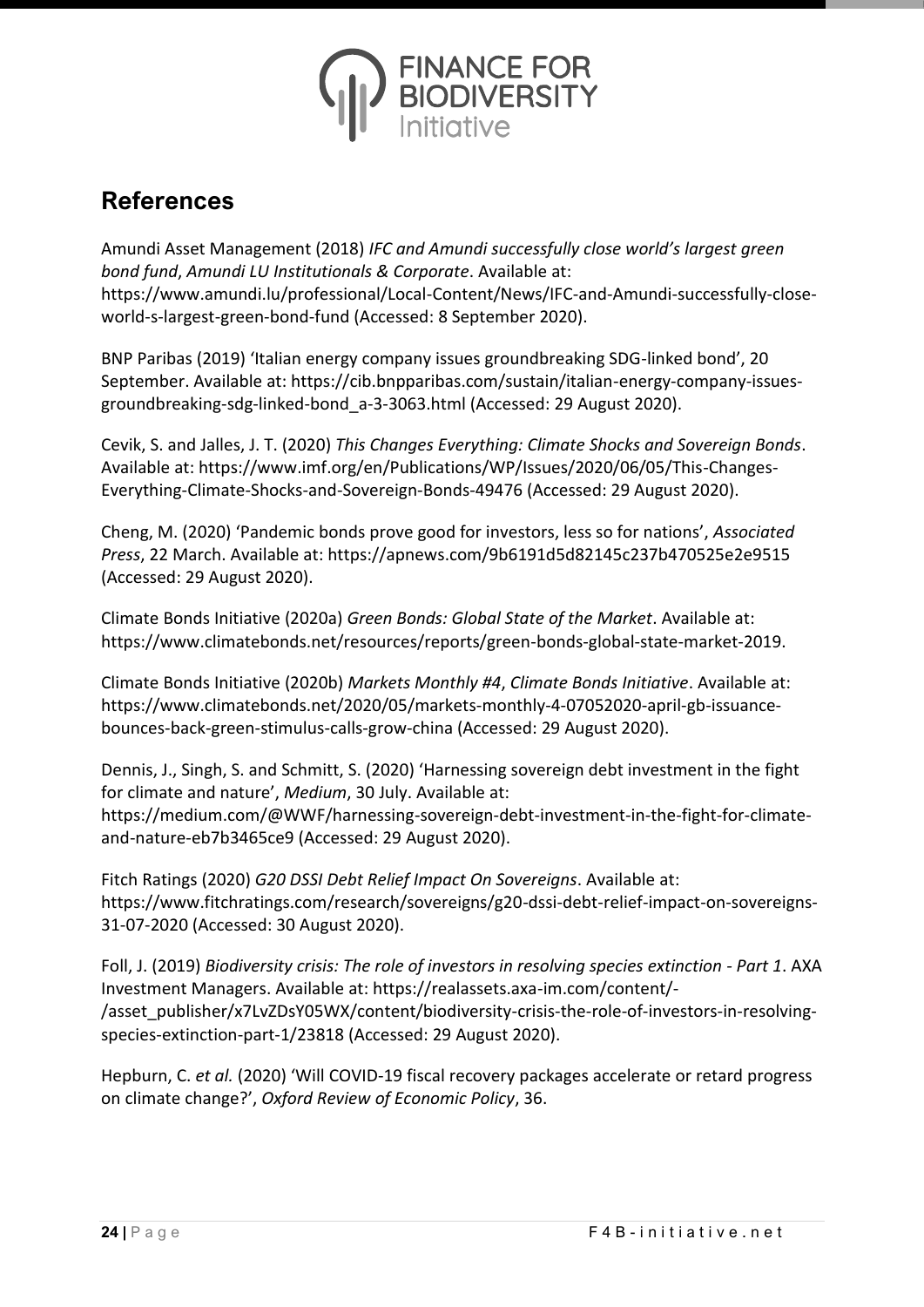## References

Amundi Asset Management (2018) *IFC and Amundi successfully close world's largest green bond fund*, *Amundi LU Institutionals & Corporate*. Available at: https://www.amundi.lu/professional/Local-Content/News/IFC-and-Amundi-successfully-close-world-s-largest-green-bond-fund (Accessed: 8 September 2020).

BNP Paribas (2019) 'Italian energy company issues groundbreaking SDG-linked bond', 20 September. Available at: https://cib.bnpparibas.com/sustain/italian-energy-company-issues-groundbreaking-sdg-linked-bond_a-3-3063.html (Accessed: 29 August 2020).

Cevik, S. and Jalles, J. T. (2020) *This Changes Everything: Climate Shocks and Sovereign Bonds*. Available at: https://www.imf.org/en/Publications/WP/Issues/2020/06/05/This-Changes-Everything-Climate-Shocks-and-Sovereign-Bonds-49476 (Accessed: 29 August 2020).

Cheng, M. (2020) 'Pandemic bonds prove good for investors, less so for nations', *Associated Press*, 22 March. Available at: https://apnews.com/9b6191d5d82145c237b470525e2e9515 (Accessed: 29 August 2020).

Climate Bonds Initiative (2020a) *Green Bonds: Global State of the Market*. Available at: https://www.climatebonds.net/resources/reports/green-bonds-global-state-market-2019.

Climate Bonds Initiative (2020b) *Markets Monthly #4*, *Climate Bonds Initiative*. Available at: https://www.climatebonds.net/2020/05/markets-monthly-4-07052020-april-gb-issuance-bounces-back-green-stimulus-calls-grow-china (Accessed: 29 August 2020).

Dennis, J., Singh, S. and Schmitt, S. (2020) 'Harnessing sovereign debt investment in the fight for climate and nature', *Medium*, 30 July. Available at: https://medium.com/@WWF/harnessing-sovereign-debt-investment-in-the-fight-for-climate-and-nature-eb7b3465ce9 (Accessed: 29 August 2020).

Fitch Ratings (2020) *G20 DSSI Debt Relief Impact On Sovereigns*. Available at: https://www.fitchratings.com/research/sovereigns/g20-dssi-debt-relief-impact-on-sovereigns-31-07-2020 (Accessed: 30 August 2020).

Foll, J. (2019) *Biodiversity crisis: The role of investors in resolving species extinction - Part 1*. AXA Investment Managers. Available at: https://realassets.axa-im.com/content/-/asset_publisher/x7LvZDsY05WX/content/biodiversity-crisis-the-role-of-investors-in-resolving-species-extinction-part-1/23818 (Accessed: 29 August 2020).

Hepburn, C. *et al.* (2020) 'Will COVID-19 fiscal recovery packages accelerate or retard progress on climate change?', *Oxford Review of Economic Policy*, 36.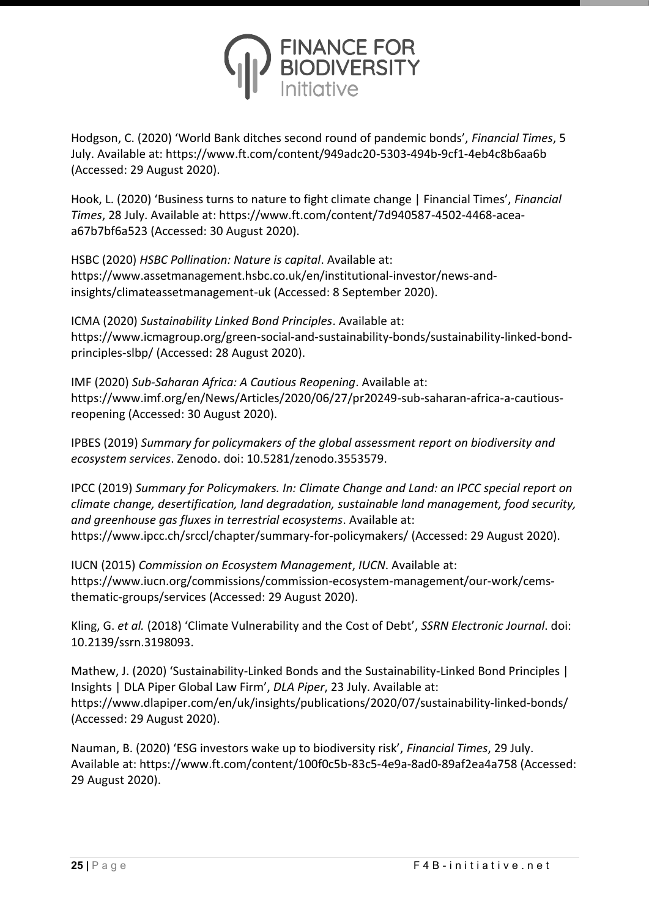Hodgson, C. (2020) 'World Bank ditches second round of pandemic bonds', *Financial Times*, 5 July. Available at: https://www.ft.com/content/949adc20-5303-494b-9cf1-4eb4c8b6aa6b (Accessed: 29 August 2020).

Hook, L. (2020) 'Business turns to nature to fight climate change | Financial Times', *Financial Times*, 28 July. Available at: https://www.ft.com/content/7d940587-4502-4468-acea-a67b7bf6a523 (Accessed: 30 August 2020).

HSBC (2020) *HSBC Pollination: Nature is capital*. Available at: https://www.assetmanagement.hsbc.co.uk/en/institutional-investor/news-and-insights/climateassetmanagement-uk (Accessed: 8 September 2020).

ICMA (2020) *Sustainability Linked Bond Principles*. Available at: https://www.icmagroup.org/green-social-and-sustainability-bonds/sustainability-linked-bond-principles-slbp/ (Accessed: 28 August 2020).

IMF (2020) *Sub-Saharan Africa: A Cautious Reopening*. Available at: https://www.imf.org/en/News/Articles/2020/06/27/pr20249-sub-saharan-africa-a-cautious-reopening (Accessed: 30 August 2020).

IPBES (2019) *Summary for policymakers of the global assessment report on biodiversity and ecosystem services*. Zenodo. doi: 10.5281/zenodo.3553579.

IPCC (2019) *Summary for Policymakers. In: Climate Change and Land: an IPCC special report on climate change, desertification, land degradation, sustainable land management, food security, and greenhouse gas fluxes in terrestrial ecosystems*. Available at: https://www.ipcc.ch/srccl/chapter/summary-for-policymakers/ (Accessed: 29 August 2020).

IUCN (2015) *Commission on Ecosystem Management*, *IUCN*. Available at: https://www.iucn.org/commissions/commission-ecosystem-management/our-work/cems-thematic-groups/services (Accessed: 29 August 2020).

Kling, G. *et al.* (2018) 'Climate Vulnerability and the Cost of Debt', *SSRN Electronic Journal*. doi: 10.2139/ssrn.3198093.

Mathew, J. (2020) 'Sustainability-Linked Bonds and the Sustainability-Linked Bond Principles | Insights | DLA Piper Global Law Firm', *DLA Piper*, 23 July. Available at: https://www.dlapiper.com/en/uk/insights/publications/2020/07/sustainability-linked-bonds/ (Accessed: 29 August 2020).

Nauman, B. (2020) 'ESG investors wake up to biodiversity risk', *Financial Times*, 29 July. Available at: https://www.ft.com/content/100f0c5b-83c5-4e9a-8ad0-89af2ea4a758 (Accessed: 29 August 2020).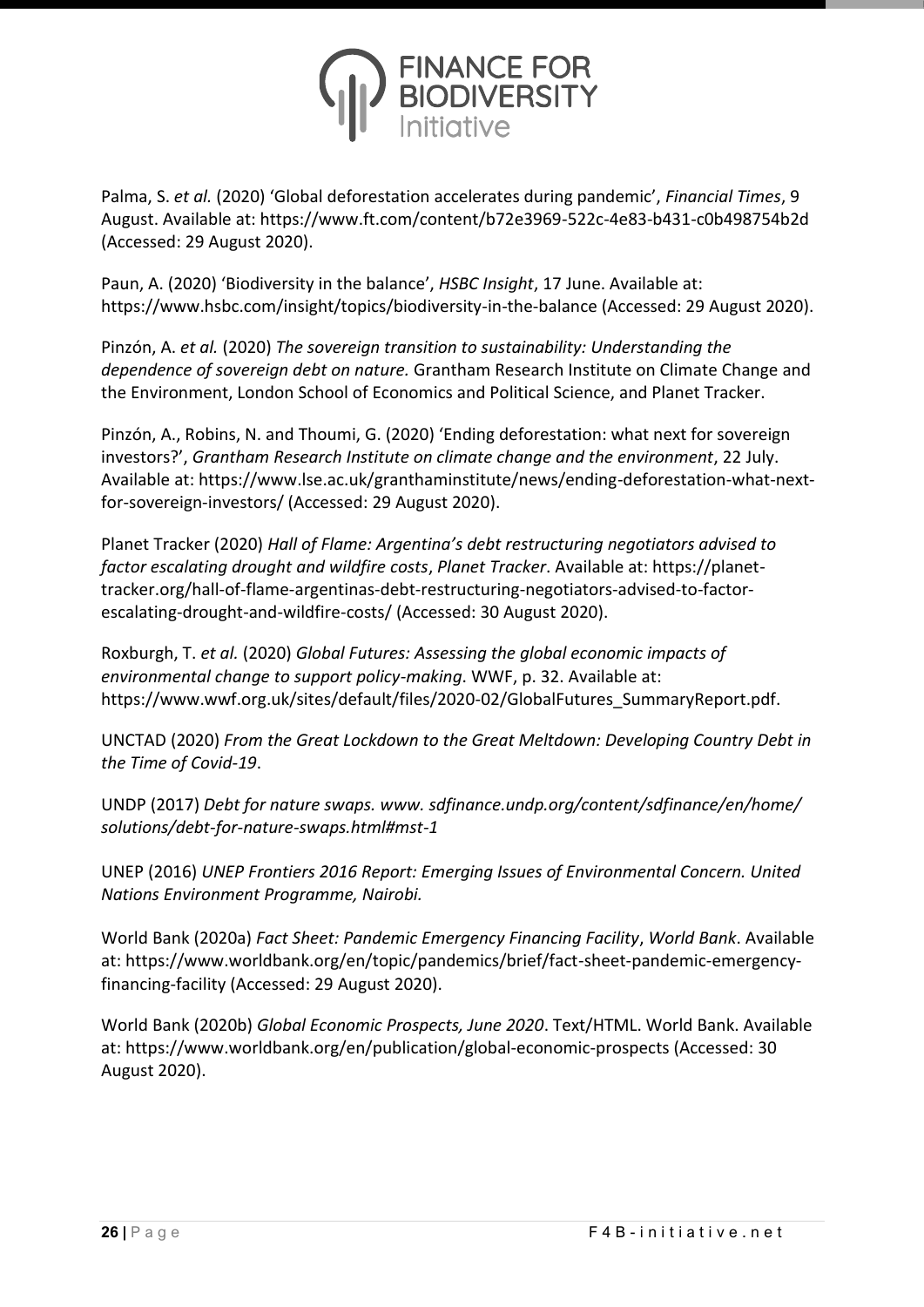Palma, S. *et al.* (2020) 'Global deforestation accelerates during pandemic', *Financial Times*, 9 August. Available at: https://www.ft.com/content/b72e3969-522c-4e83-b431-c0b498754b2d (Accessed: 29 August 2020).

Paun, A. (2020) 'Biodiversity in the balance', *HSBC Insight*, 17 June. Available at: https://www.hsbc.com/insight/topics/biodiversity-in-the-balance (Accessed: 29 August 2020).

Pinzón, A. *et al.* (2020) *The sovereign transition to sustainability: Understanding the dependence of sovereign debt on nature.* Grantham Research Institute on Climate Change and the Environment, London School of Economics and Political Science, and Planet Tracker.

Pinzón, A., Robins, N. and Thoumi, G. (2020) 'Ending deforestation: what next for sovereign investors?', *Grantham Research Institute on climate change and the environment*, 22 July. Available at: https://www.lse.ac.uk/granthaminstitute/news/ending-deforestation-what-next-for-sovereign-investors/ (Accessed: 29 August 2020).

Planet Tracker (2020) *Hall of Flame: Argentina's debt restructuring negotiators advised to factor escalating drought and wildfire costs*, *Planet Tracker*. Available at: https://planet-tracker.org/hall-of-flame-argentinas-debt-restructuring-negotiators-advised-to-factor-escalating-drought-and-wildfire-costs/ (Accessed: 30 August 2020).

Roxburgh, T. *et al.* (2020) *Global Futures: Assessing the global economic impacts of environmental change to support policy-making*. WWF, p. 32. Available at: https://www.wwf.org.uk/sites/default/files/2020-02/GlobalFutures_SummaryReport.pdf.

UNCTAD (2020) *From the Great Lockdown to the Great Meltdown: Developing Country Debt in the Time of Covid-19*.

UNDP (2017) *Debt for nature swaps. www. sdfinance.undp.org/content/sdfinance/en/home/ solutions/debt-for-nature-swaps.html#mst-1*

UNEP (2016) *UNEP Frontiers 2016 Report: Emerging Issues of Environmental Concern. United Nations Environment Programme, Nairobi.*

World Bank (2020a) *Fact Sheet: Pandemic Emergency Financing Facility*, *World Bank*. Available at: https://www.worldbank.org/en/topic/pandemics/brief/fact-sheet-pandemic-emergency-financing-facility (Accessed: 29 August 2020).

World Bank (2020b) *Global Economic Prospects, June 2020*. Text/HTML. World Bank. Available at: https://www.worldbank.org/en/publication/global-economic-prospects (Accessed: 30 August 2020).